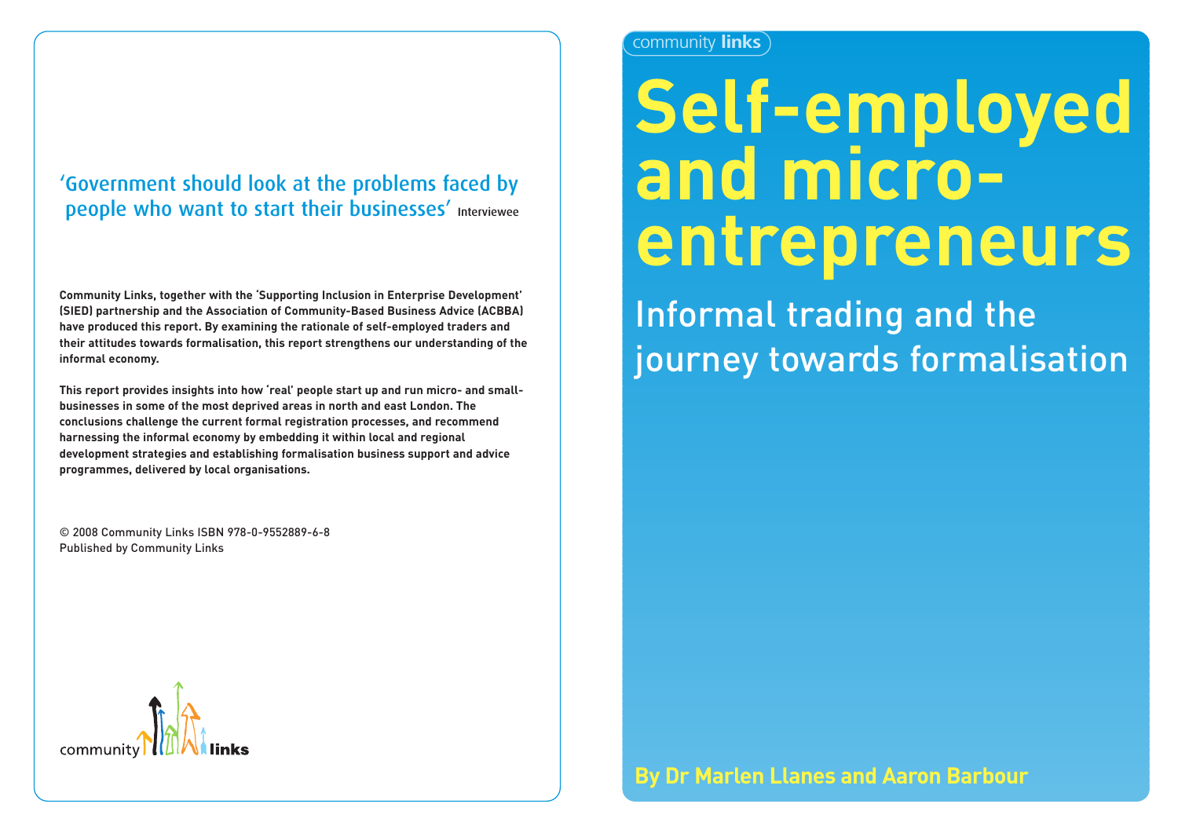# Self-employed and micro-entrepreneurs

## Informal trading and the journey towards formalisation

**By Dr Marlen Llanes and Aaron Barbour**

‘Government should look at the problems faced by people who want to start their businesses’ Interviewee

**Community Links, together with the ‘Supporting Inclusion in Enterprise Development’ (SIED) partnership and the Association of Community-Based Business Advice (ACBBA) have produced this report. By examining the rationale of self-employed traders and their attitudes towards formalisation, this report strengthens our understanding of the informal economy.**

**This report provides insights into how ‘real’ people start up and run micro- and small-businesses in some of the most deprived areas in north and east London. The conclusions challenge the current formal registration processes, and recommend harnessing the informal economy by embedding it within local and regional development strategies and establishing formalisation business support and advice programmes, delivered by local organisations.**

© 2008 Community Links ISBN 978-0-9552889-6-8
Published by Community Links

community links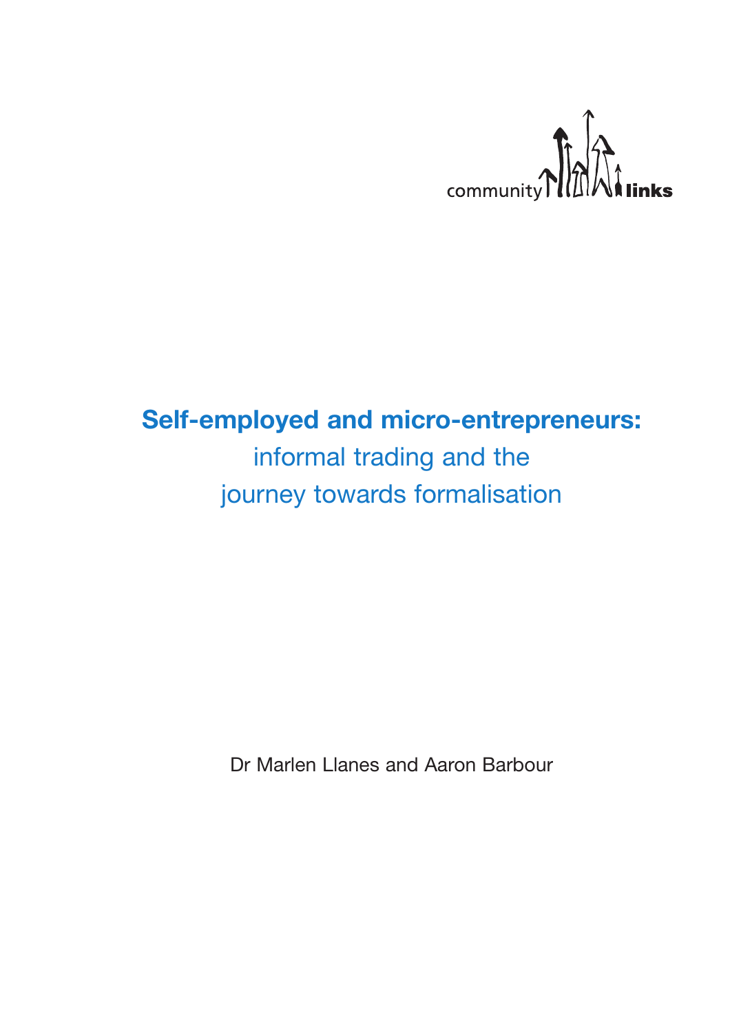community links

# Self-employed and micro-entrepreneurs:

## informal trading and the journey towards formalisation

Dr Marlen Llanes and Aaron Barbour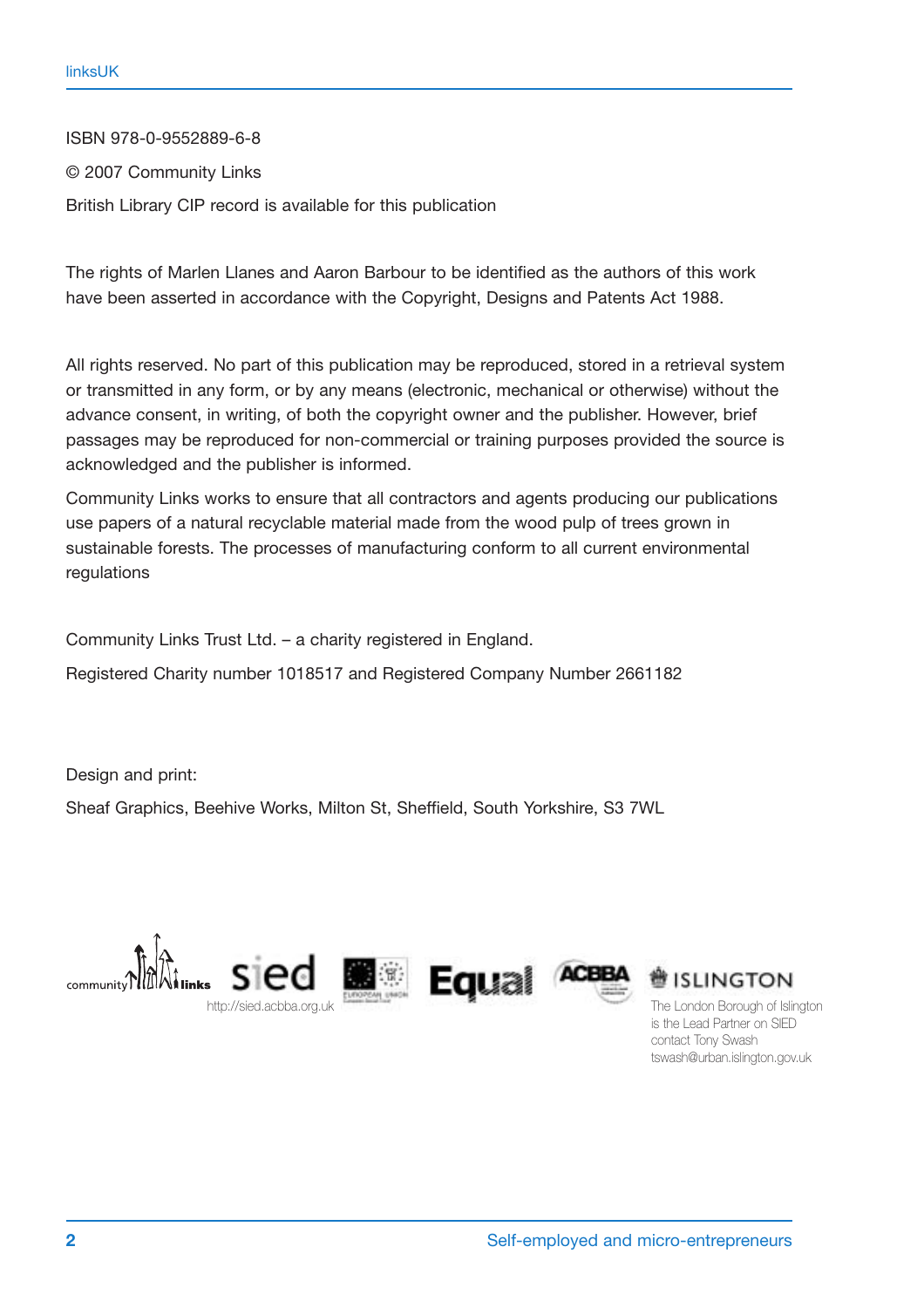ISBN 978-0-9552889-6-8

© 2007 Community Links

British Library CIP record is available for this publication

The rights of Marlen Llanes and Aaron Barbour to be identified as the authors of this work have been asserted in accordance with the Copyright, Designs and Patents Act 1988.

All rights reserved. No part of this publication may be reproduced, stored in a retrieval system or transmitted in any form, or by any means (electronic, mechanical or otherwise) without the advance consent, in writing, of both the copyright owner and the publisher. However, brief passages may be reproduced for non-commercial or training purposes provided the source is acknowledged and the publisher is informed.

Community Links works to ensure that all contractors and agents producing our publications use papers of a natural recyclable material made from the wood pulp of trees grown in sustainable forests. The processes of manufacturing conform to all current environmental regulations

Community Links Trust Ltd. – a charity registered in England.

Registered Charity number 1018517 and Registered Company Number 2661182

Design and print:

Sheaf Graphics, Beehive Works, Milton St, Sheffield, South Yorkshire, S3 7WL

community links

sied
http://sied.acbba.org.uk

European Union

Equal

ACBBA

ISLINGTON
The London Borough of Islington is the Lead Partner on SIED
contact Tony Swash
tswash@urban.islington.gov.uk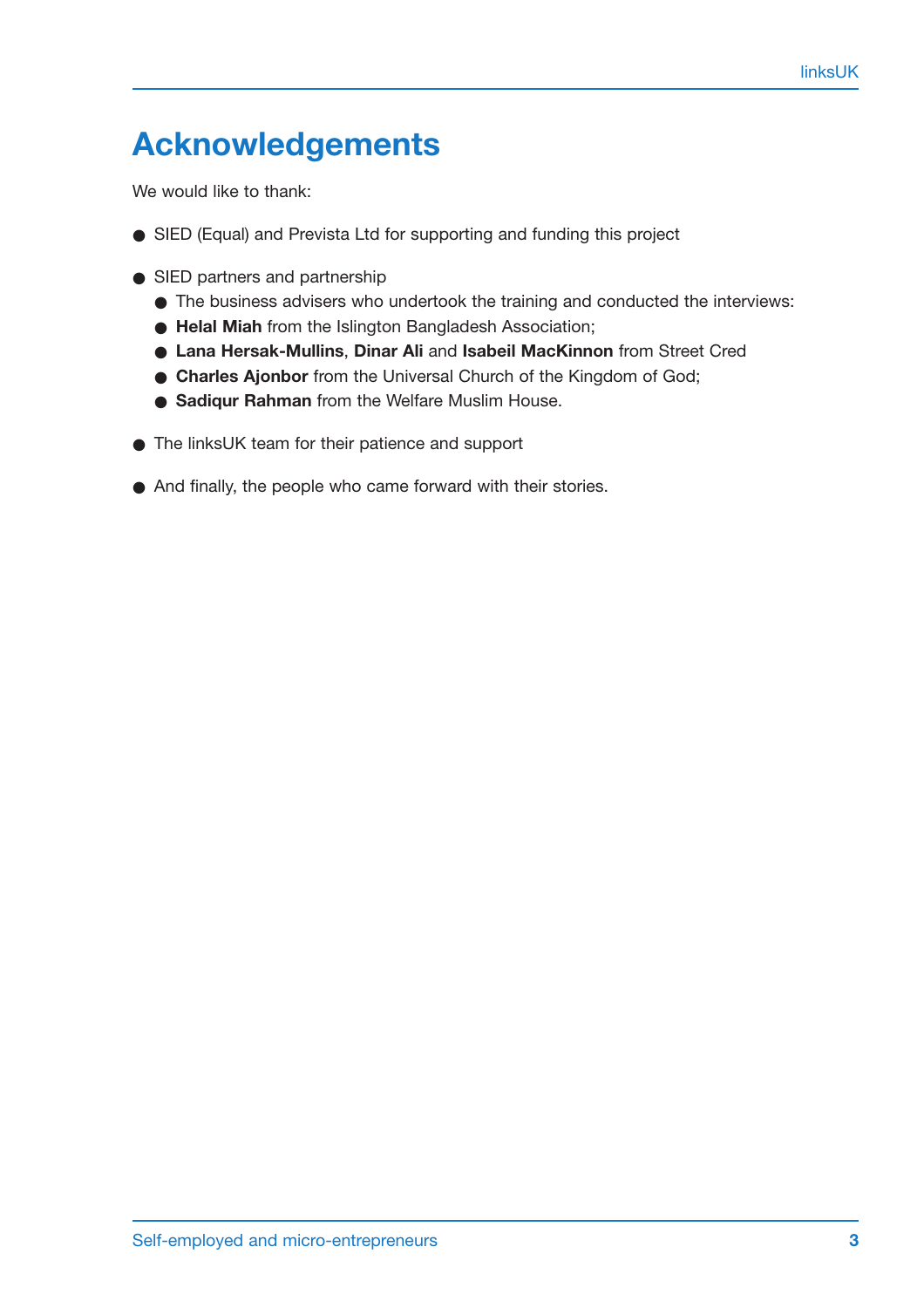# Acknowledgements

We would like to thank:

- SIED (Equal) and Prevista Ltd for supporting and funding this project
- SIED partners and partnership
  - The business advisers who undertook the training and conducted the interviews:
  - **Helal Miah** from the Islington Bangladesh Association;
  - **Lana Hersak-Mullins**, **Dinar Ali** and **Isabeil MacKinnon** from Street Cred
  - **Charles Ajonbor** from the Universal Church of the Kingdom of God;
  - **Sadiqur Rahman** from the Welfare Muslim House.
- The linksUK team for their patience and support
- And finally, the people who came forward with their stories.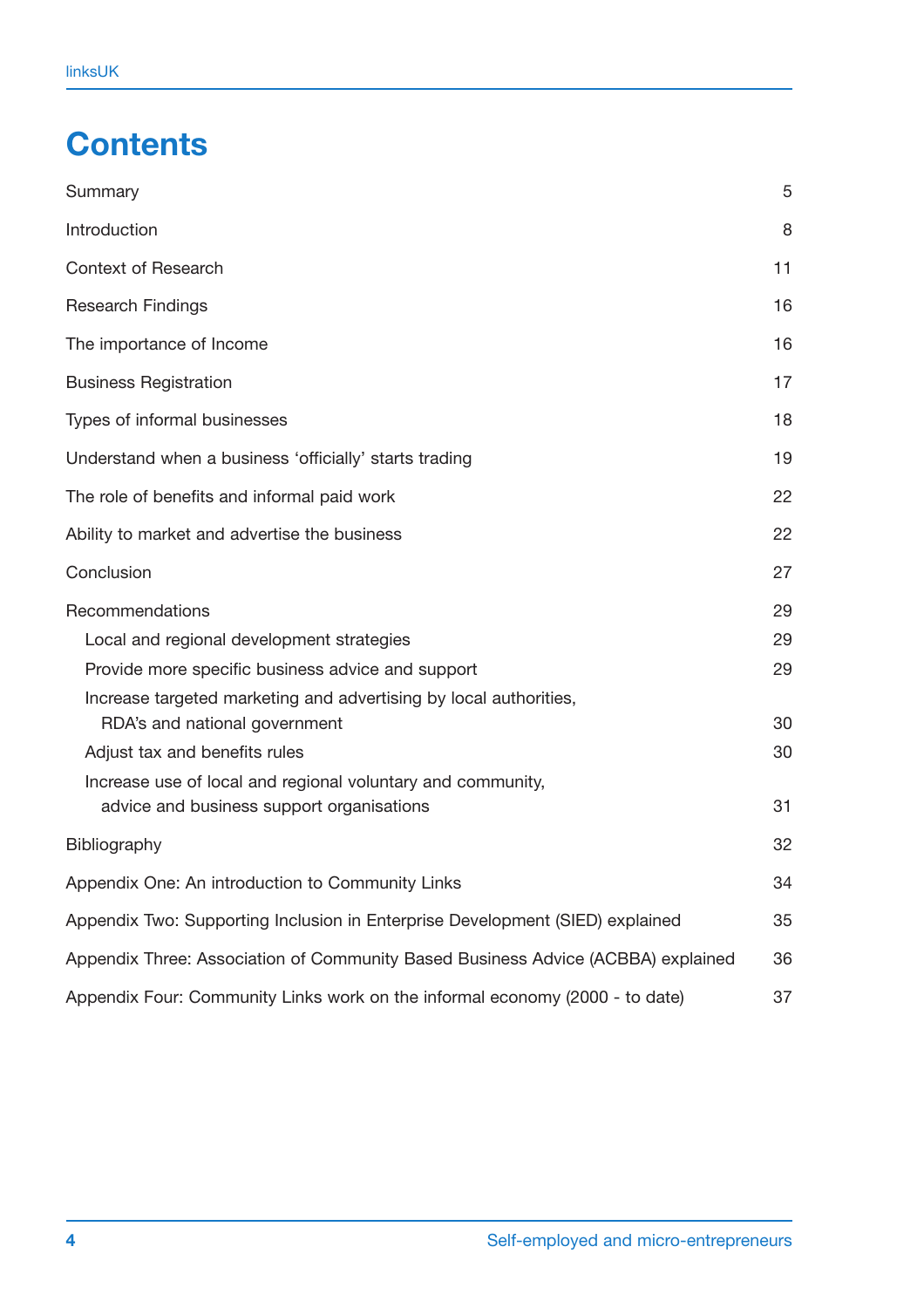# Contents

| | |
|---|---|
| Summary | 5 |
| Introduction | 8 |
| Context of Research | 11 |
| Research Findings | 16 |
| The importance of Income | 16 |
| Business Registration | 17 |
| Types of informal businesses | 18 |
| Understand when a business 'officially' starts trading | 19 |
| The role of benefits and informal paid work | 22 |
| Ability to market and advertise the business | 22 |
| Conclusion | 27 |
| Recommendations | 29 |
| Local and regional development strategies | 29 |
| Provide more specific business advice and support | 29 |
| Increase targeted marketing and advertising by local authorities, RDA's and national government | 30 |
| Adjust tax and benefits rules | 30 |
| Increase use of local and regional voluntary and community, advice and business support organisations | 31 |
| Bibliography | 32 |
| Appendix One: An introduction to Community Links | 34 |
| Appendix Two: Supporting Inclusion in Enterprise Development (SIED) explained | 35 |
| Appendix Three: Association of Community Based Business Advice (ACBBA) explained | 36 |
| Appendix Four: Community Links work on the informal economy (2000 - to date) | 37 |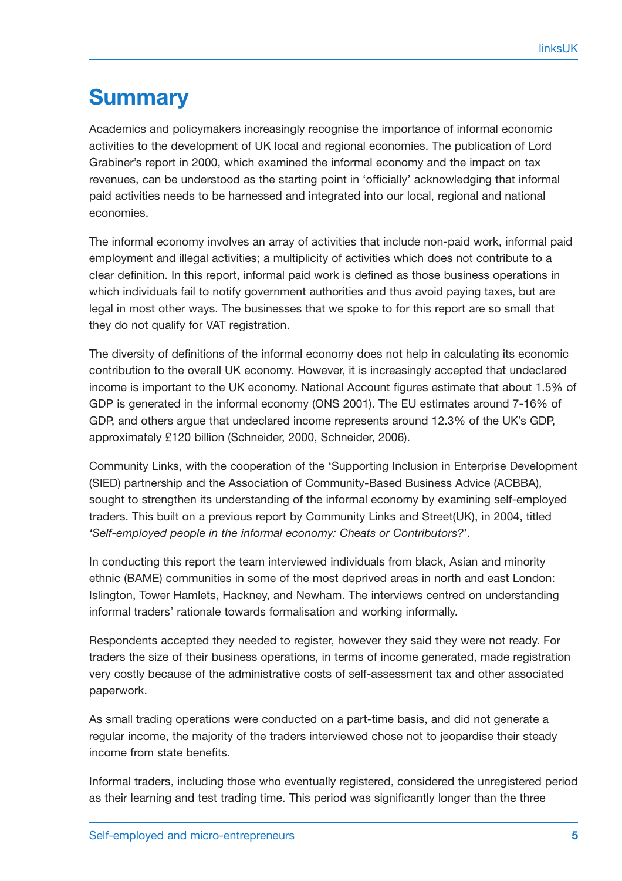# Summary

Academics and policymakers increasingly recognise the importance of informal economic activities to the development of UK local and regional economies. The publication of Lord Grabiner's report in 2000, which examined the informal economy and the impact on tax revenues, can be understood as the starting point in 'officially' acknowledging that informal paid activities needs to be harnessed and integrated into our local, regional and national economies.

The informal economy involves an array of activities that include non-paid work, informal paid employment and illegal activities; a multiplicity of activities which does not contribute to a clear definition. In this report, informal paid work is defined as those business operations in which individuals fail to notify government authorities and thus avoid paying taxes, but are legal in most other ways. The businesses that we spoke to for this report are so small that they do not qualify for VAT registration.

The diversity of definitions of the informal economy does not help in calculating its economic contribution to the overall UK economy. However, it is increasingly accepted that undeclared income is important to the UK economy. National Account figures estimate that about 1.5% of GDP is generated in the informal economy (ONS 2001). The EU estimates around 7-16% of GDP, and others argue that undeclared income represents around 12.3% of the UK's GDP, approximately £120 billion (Schneider, 2000, Schneider, 2006).

Community Links, with the cooperation of the 'Supporting Inclusion in Enterprise Development (SIED) partnership and the Association of Community-Based Business Advice (ACBBA), sought to strengthen its understanding of the informal economy by examining self-employed traders. This built on a previous report by Community Links and Street(UK), in 2004, titled *'Self-employed people in the informal economy: Cheats or Contributors?*'.

In conducting this report the team interviewed individuals from black, Asian and minority ethnic (BAME) communities in some of the most deprived areas in north and east London: Islington, Tower Hamlets, Hackney, and Newham. The interviews centred on understanding informal traders' rationale towards formalisation and working informally.

Respondents accepted they needed to register, however they said they were not ready. For traders the size of their business operations, in terms of income generated, made registration very costly because of the administrative costs of self-assessment tax and other associated paperwork.

As small trading operations were conducted on a part-time basis, and did not generate a regular income, the majority of the traders interviewed chose not to jeopardise their steady income from state benefits.

Informal traders, including those who eventually registered, considered the unregistered period as their learning and test trading time. This period was significantly longer than the three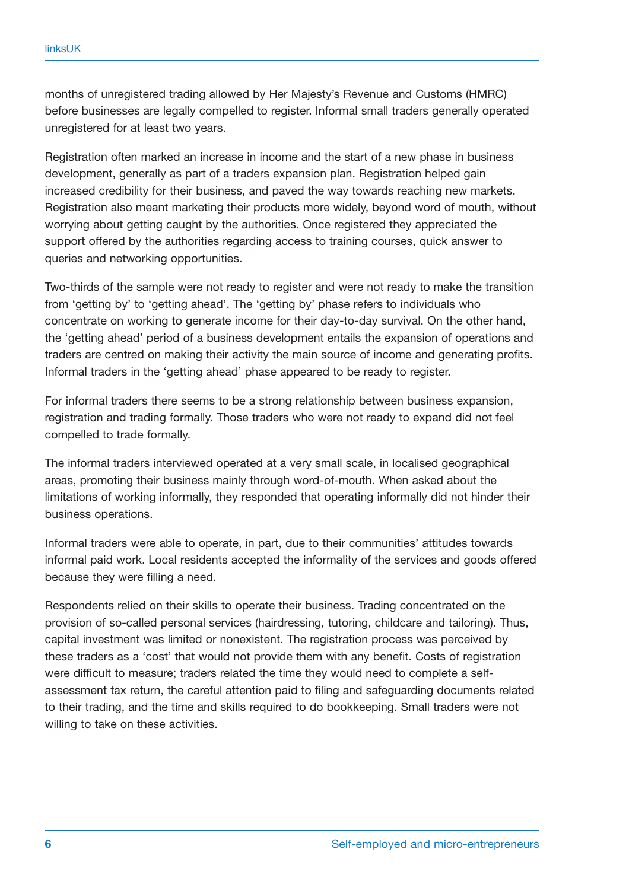months of unregistered trading allowed by Her Majesty's Revenue and Customs (HMRC) before businesses are legally compelled to register. Informal small traders generally operated unregistered for at least two years.

Registration often marked an increase in income and the start of a new phase in business development, generally as part of a traders expansion plan. Registration helped gain increased credibility for their business, and paved the way towards reaching new markets. Registration also meant marketing their products more widely, beyond word of mouth, without worrying about getting caught by the authorities. Once registered they appreciated the support offered by the authorities regarding access to training courses, quick answer to queries and networking opportunities.

Two-thirds of the sample were not ready to register and were not ready to make the transition from 'getting by' to 'getting ahead'. The 'getting by' phase refers to individuals who concentrate on working to generate income for their day-to-day survival. On the other hand, the 'getting ahead' period of a business development entails the expansion of operations and traders are centred on making their activity the main source of income and generating profits. Informal traders in the 'getting ahead' phase appeared to be ready to register.

For informal traders there seems to be a strong relationship between business expansion, registration and trading formally. Those traders who were not ready to expand did not feel compelled to trade formally.

The informal traders interviewed operated at a very small scale, in localised geographical areas, promoting their business mainly through word-of-mouth. When asked about the limitations of working informally, they responded that operating informally did not hinder their business operations.

Informal traders were able to operate, in part, due to their communities' attitudes towards informal paid work. Local residents accepted the informality of the services and goods offered because they were filling a need.

Respondents relied on their skills to operate their business. Trading concentrated on the provision of so-called personal services (hairdressing, tutoring, childcare and tailoring). Thus, capital investment was limited or nonexistent. The registration process was perceived by these traders as a 'cost' that would not provide them with any benefit. Costs of registration were difficult to measure; traders related the time they would need to complete a self-assessment tax return, the careful attention paid to filing and safeguarding documents related to their trading, and the time and skills required to do bookkeeping. Small traders were not willing to take on these activities.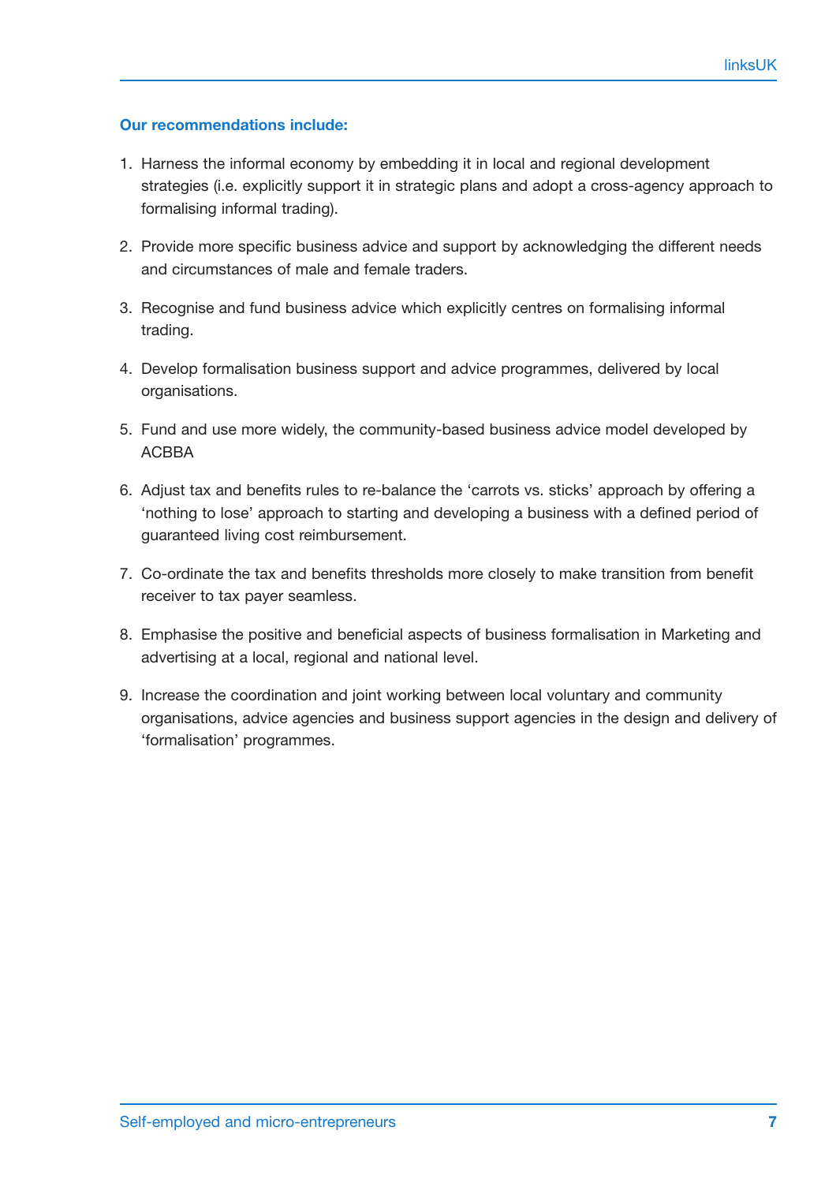**Our recommendations include:**

1. Harness the informal economy by embedding it in local and regional development strategies (i.e. explicitly support it in strategic plans and adopt a cross-agency approach to formalising informal trading).

2. Provide more specific business advice and support by acknowledging the different needs and circumstances of male and female traders.

3. Recognise and fund business advice which explicitly centres on formalising informal trading.

4. Develop formalisation business support and advice programmes, delivered by local organisations.

5. Fund and use more widely, the community-based business advice model developed by ACBBA

6. Adjust tax and benefits rules to re-balance the 'carrots vs. sticks' approach by offering a 'nothing to lose' approach to starting and developing a business with a defined period of guaranteed living cost reimbursement.

7. Co-ordinate the tax and benefits thresholds more closely to make transition from benefit receiver to tax payer seamless.

8. Emphasise the positive and beneficial aspects of business formalisation in Marketing and advertising at a local, regional and national level.

9. Increase the coordination and joint working between local voluntary and community organisations, advice agencies and business support agencies in the design and delivery of 'formalisation' programmes.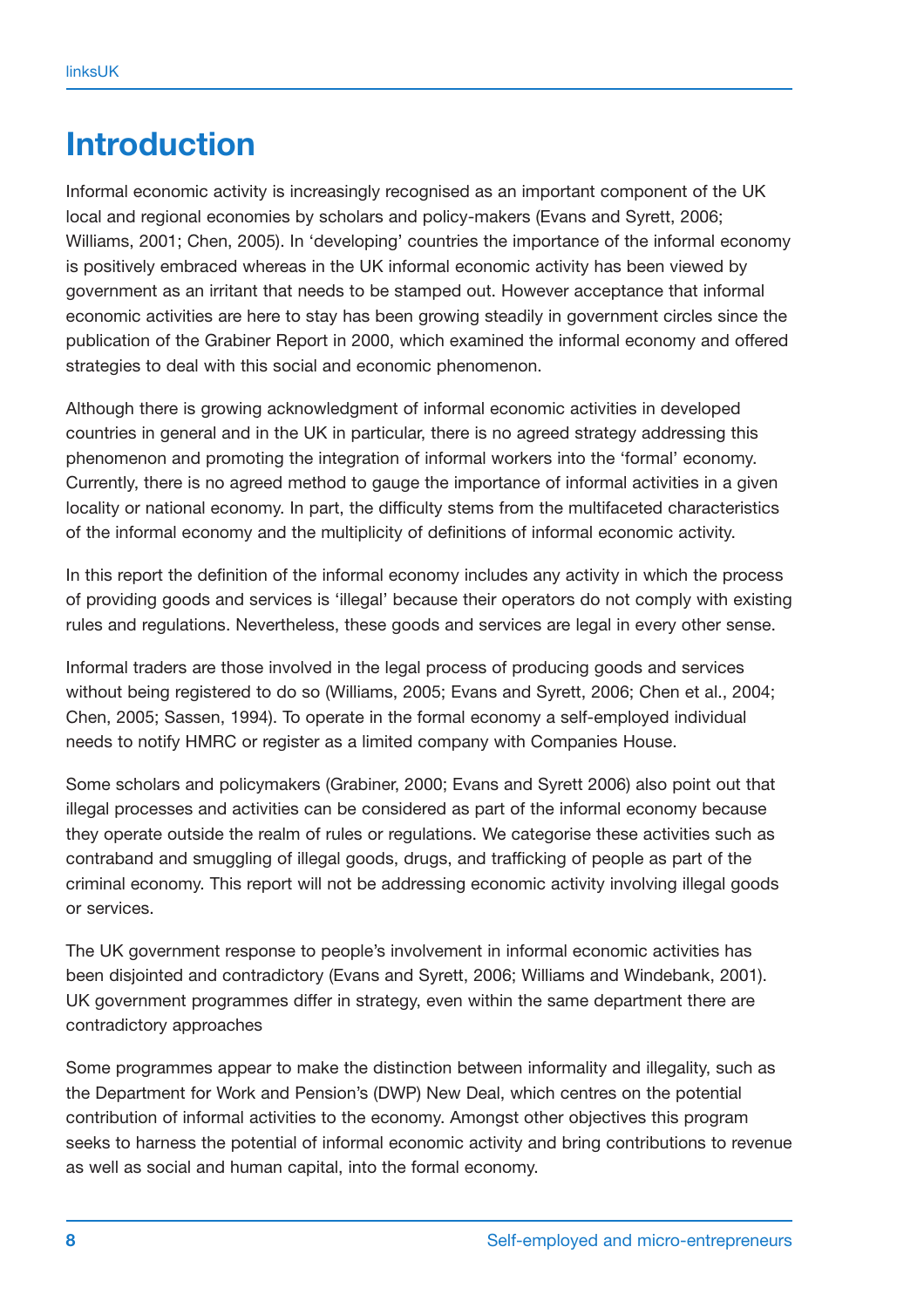# Introduction

Informal economic activity is increasingly recognised as an important component of the UK local and regional economies by scholars and policy-makers (Evans and Syrett, 2006; Williams, 2001; Chen, 2005). In 'developing' countries the importance of the informal economy is positively embraced whereas in the UK informal economic activity has been viewed by government as an irritant that needs to be stamped out. However acceptance that informal economic activities are here to stay has been growing steadily in government circles since the publication of the Grabiner Report in 2000, which examined the informal economy and offered strategies to deal with this social and economic phenomenon.

Although there is growing acknowledgment of informal economic activities in developed countries in general and in the UK in particular, there is no agreed strategy addressing this phenomenon and promoting the integration of informal workers into the 'formal' economy. Currently, there is no agreed method to gauge the importance of informal activities in a given locality or national economy. In part, the difficulty stems from the multifaceted characteristics of the informal economy and the multiplicity of definitions of informal economic activity.

In this report the definition of the informal economy includes any activity in which the process of providing goods and services is 'illegal' because their operators do not comply with existing rules and regulations. Nevertheless, these goods and services are legal in every other sense.

Informal traders are those involved in the legal process of producing goods and services without being registered to do so (Williams, 2005; Evans and Syrett, 2006; Chen et al., 2004; Chen, 2005; Sassen, 1994). To operate in the formal economy a self-employed individual needs to notify HMRC or register as a limited company with Companies House.

Some scholars and policymakers (Grabiner, 2000; Evans and Syrett 2006) also point out that illegal processes and activities can be considered as part of the informal economy because they operate outside the realm of rules or regulations. We categorise these activities such as contraband and smuggling of illegal goods, drugs, and trafficking of people as part of the criminal economy. This report will not be addressing economic activity involving illegal goods or services.

The UK government response to people's involvement in informal economic activities has been disjointed and contradictory (Evans and Syrett, 2006; Williams and Windebank, 2001). UK government programmes differ in strategy, even within the same department there are contradictory approaches

Some programmes appear to make the distinction between informality and illegality, such as the Department for Work and Pension's (DWP) New Deal, which centres on the potential contribution of informal activities to the economy. Amongst other objectives this program seeks to harness the potential of informal economic activity and bring contributions to revenue as well as social and human capital, into the formal economy.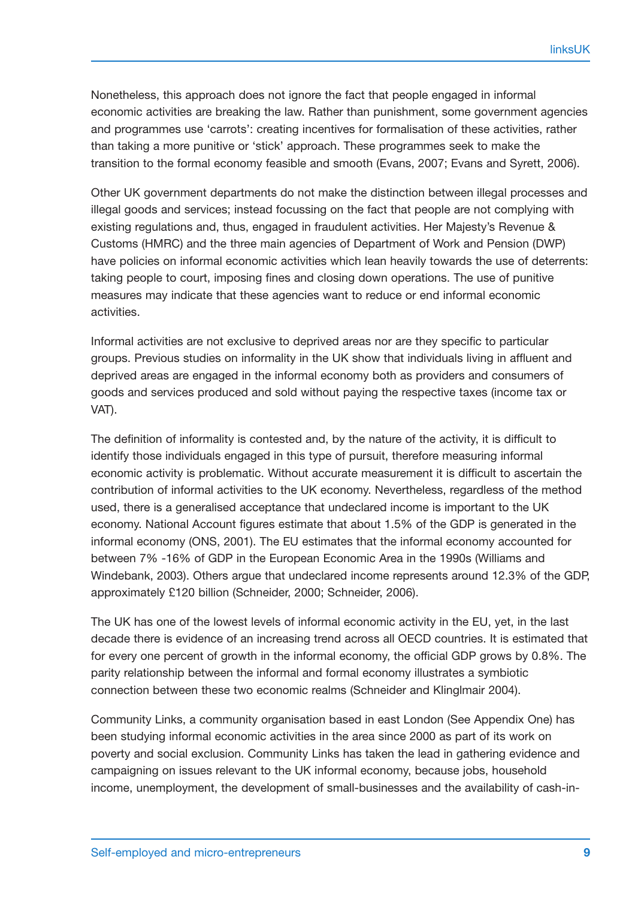Nonetheless, this approach does not ignore the fact that people engaged in informal economic activities are breaking the law. Rather than punishment, some government agencies and programmes use 'carrots': creating incentives for formalisation of these activities, rather than taking a more punitive or 'stick' approach. These programmes seek to make the transition to the formal economy feasible and smooth (Evans, 2007; Evans and Syrett, 2006).

Other UK government departments do not make the distinction between illegal processes and illegal goods and services; instead focussing on the fact that people are not complying with existing regulations and, thus, engaged in fraudulent activities. Her Majesty's Revenue & Customs (HMRC) and the three main agencies of Department of Work and Pension (DWP) have policies on informal economic activities which lean heavily towards the use of deterrents: taking people to court, imposing fines and closing down operations. The use of punitive measures may indicate that these agencies want to reduce or end informal economic activities.

Informal activities are not exclusive to deprived areas nor are they specific to particular groups. Previous studies on informality in the UK show that individuals living in affluent and deprived areas are engaged in the informal economy both as providers and consumers of goods and services produced and sold without paying the respective taxes (income tax or VAT).

The definition of informality is contested and, by the nature of the activity, it is difficult to identify those individuals engaged in this type of pursuit, therefore measuring informal economic activity is problematic. Without accurate measurement it is difficult to ascertain the contribution of informal activities to the UK economy. Nevertheless, regardless of the method used, there is a generalised acceptance that undeclared income is important to the UK economy. National Account figures estimate that about 1.5% of the GDP is generated in the informal economy (ONS, 2001). The EU estimates that the informal economy accounted for between 7% -16% of GDP in the European Economic Area in the 1990s (Williams and Windebank, 2003). Others argue that undeclared income represents around 12.3% of the GDP, approximately £120 billion (Schneider, 2000; Schneider, 2006).

The UK has one of the lowest levels of informal economic activity in the EU, yet, in the last decade there is evidence of an increasing trend across all OECD countries. It is estimated that for every one percent of growth in the informal economy, the official GDP grows by 0.8%. The parity relationship between the informal and formal economy illustrates a symbiotic connection between these two economic realms (Schneider and Klinglmair 2004).

Community Links, a community organisation based in east London (See Appendix One) has been studying informal economic activities in the area since 2000 as part of its work on poverty and social exclusion. Community Links has taken the lead in gathering evidence and campaigning on issues relevant to the UK informal economy, because jobs, household income, unemployment, the development of small-businesses and the availability of cash-in-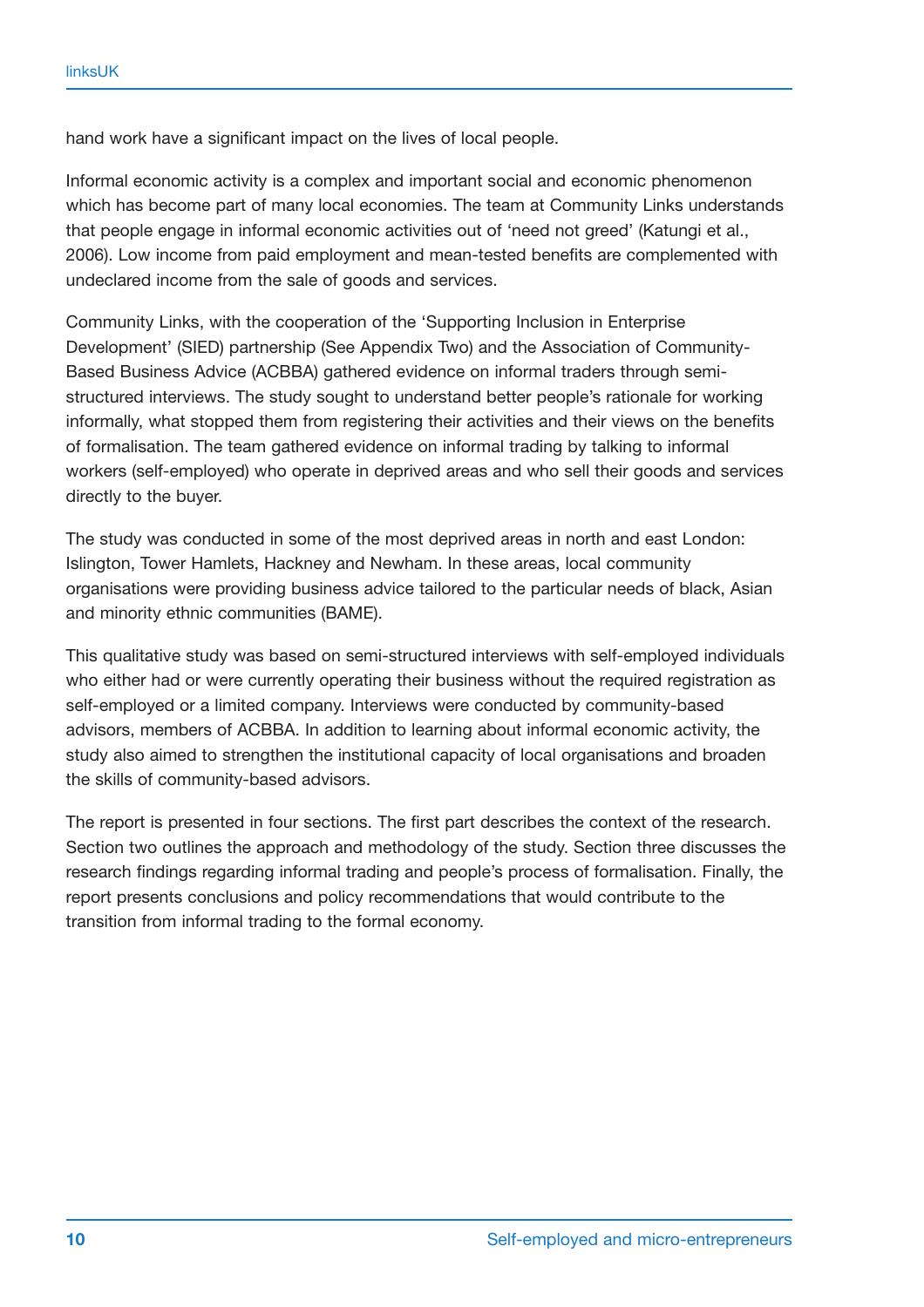hand work have a significant impact on the lives of local people.

Informal economic activity is a complex and important social and economic phenomenon which has become part of many local economies. The team at Community Links understands that people engage in informal economic activities out of 'need not greed' (Katungi et al., 2006). Low income from paid employment and mean-tested benefits are complemented with undeclared income from the sale of goods and services.

Community Links, with the cooperation of the 'Supporting Inclusion in Enterprise Development' (SIED) partnership (See Appendix Two) and the Association of Community-Based Business Advice (ACBBA) gathered evidence on informal traders through semi-structured interviews. The study sought to understand better people's rationale for working informally, what stopped them from registering their activities and their views on the benefits of formalisation. The team gathered evidence on informal trading by talking to informal workers (self-employed) who operate in deprived areas and who sell their goods and services directly to the buyer.

The study was conducted in some of the most deprived areas in north and east London: Islington, Tower Hamlets, Hackney and Newham. In these areas, local community organisations were providing business advice tailored to the particular needs of black, Asian and minority ethnic communities (BAME).

This qualitative study was based on semi-structured interviews with self-employed individuals who either had or were currently operating their business without the required registration as self-employed or a limited company. Interviews were conducted by community-based advisors, members of ACBBA. In addition to learning about informal economic activity, the study also aimed to strengthen the institutional capacity of local organisations and broaden the skills of community-based advisors.

The report is presented in four sections. The first part describes the context of the research. Section two outlines the approach and methodology of the study. Section three discusses the research findings regarding informal trading and people's process of formalisation. Finally, the report presents conclusions and policy recommendations that would contribute to the transition from informal trading to the formal economy.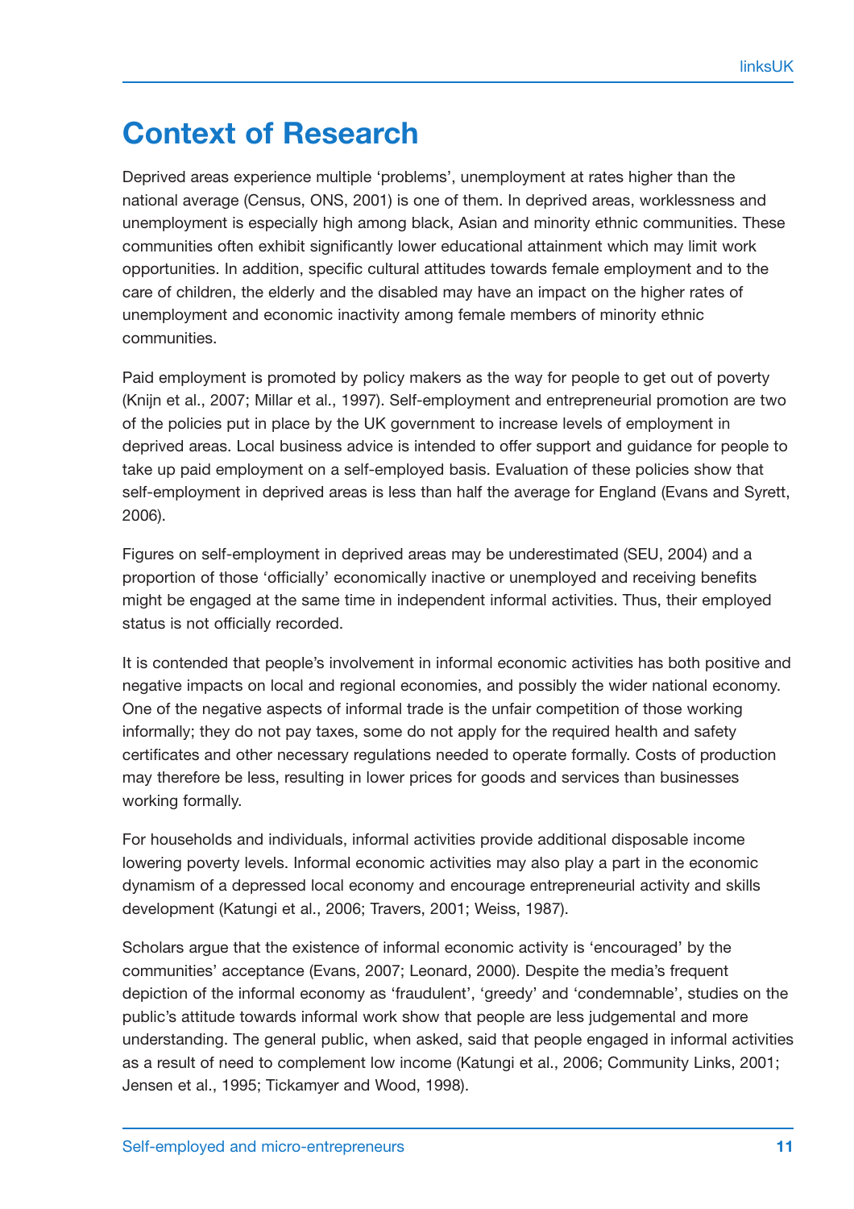# Context of Research

Deprived areas experience multiple 'problems', unemployment at rates higher than the national average (Census, ONS, 2001) is one of them. In deprived areas, worklessness and unemployment is especially high among black, Asian and minority ethnic communities. These communities often exhibit significantly lower educational attainment which may limit work opportunities. In addition, specific cultural attitudes towards female employment and to the care of children, the elderly and the disabled may have an impact on the higher rates of unemployment and economic inactivity among female members of minority ethnic communities.

Paid employment is promoted by policy makers as the way for people to get out of poverty (Knijn et al., 2007; Millar et al., 1997). Self-employment and entrepreneurial promotion are two of the policies put in place by the UK government to increase levels of employment in deprived areas. Local business advice is intended to offer support and guidance for people to take up paid employment on a self-employed basis. Evaluation of these policies show that self-employment in deprived areas is less than half the average for England (Evans and Syrett, 2006).

Figures on self-employment in deprived areas may be underestimated (SEU, 2004) and a proportion of those 'officially' economically inactive or unemployed and receiving benefits might be engaged at the same time in independent informal activities. Thus, their employed status is not officially recorded.

It is contended that people's involvement in informal economic activities has both positive and negative impacts on local and regional economies, and possibly the wider national economy. One of the negative aspects of informal trade is the unfair competition of those working informally; they do not pay taxes, some do not apply for the required health and safety certificates and other necessary regulations needed to operate formally. Costs of production may therefore be less, resulting in lower prices for goods and services than businesses working formally.

For households and individuals, informal activities provide additional disposable income lowering poverty levels. Informal economic activities may also play a part in the economic dynamism of a depressed local economy and encourage entrepreneurial activity and skills development (Katungi et al., 2006; Travers, 2001; Weiss, 1987).

Scholars argue that the existence of informal economic activity is 'encouraged' by the communities' acceptance (Evans, 2007; Leonard, 2000). Despite the media's frequent depiction of the informal economy as 'fraudulent', 'greedy' and 'condemnable', studies on the public's attitude towards informal work show that people are less judgemental and more understanding. The general public, when asked, said that people engaged in informal activities as a result of need to complement low income (Katungi et al., 2006; Community Links, 2001; Jensen et al., 1995; Tickamyer and Wood, 1998).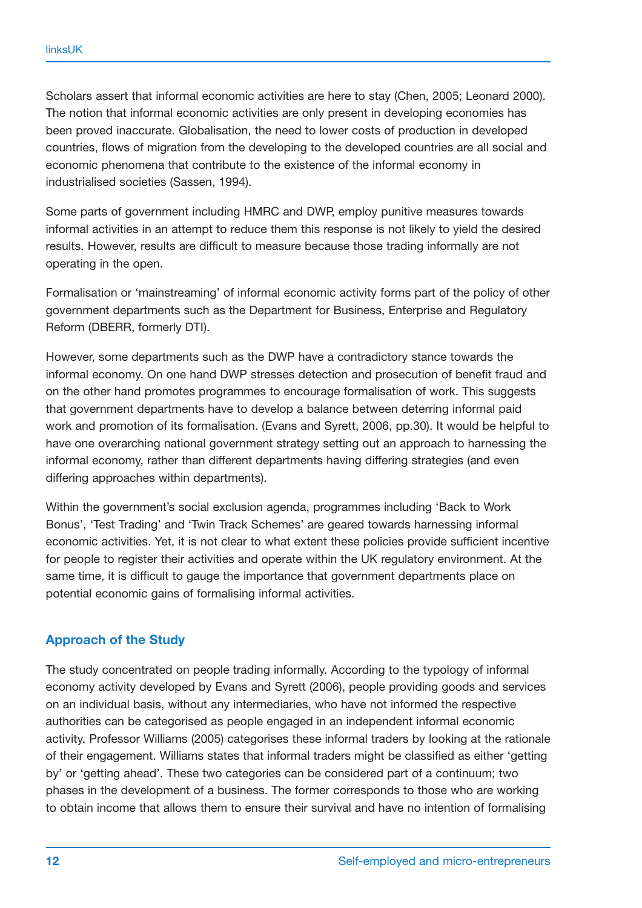Scholars assert that informal economic activities are here to stay (Chen, 2005; Leonard 2000). The notion that informal economic activities are only present in developing economies has been proved inaccurate. Globalisation, the need to lower costs of production in developed countries, flows of migration from the developing to the developed countries are all social and economic phenomena that contribute to the existence of the informal economy in industrialised societies (Sassen, 1994).

Some parts of government including HMRC and DWP, employ punitive measures towards informal activities in an attempt to reduce them this response is not likely to yield the desired results. However, results are difficult to measure because those trading informally are not operating in the open.

Formalisation or 'mainstreaming' of informal economic activity forms part of the policy of other government departments such as the Department for Business, Enterprise and Regulatory Reform (DBERR, formerly DTI).

However, some departments such as the DWP have a contradictory stance towards the informal economy. On one hand DWP stresses detection and prosecution of benefit fraud and on the other hand promotes programmes to encourage formalisation of work. This suggests that government departments have to develop a balance between deterring informal paid work and promotion of its formalisation. (Evans and Syrett, 2006, pp.30). It would be helpful to have one overarching national government strategy setting out an approach to harnessing the informal economy, rather than different departments having differing strategies (and even differing approaches within departments).

Within the government's social exclusion agenda, programmes including 'Back to Work Bonus', 'Test Trading' and 'Twin Track Schemes' are geared towards harnessing informal economic activities. Yet, it is not clear to what extent these policies provide sufficient incentive for people to register their activities and operate within the UK regulatory environment. At the same time, it is difficult to gauge the importance that government departments place on potential economic gains of formalising informal activities.

## Approach of the Study

The study concentrated on people trading informally. According to the typology of informal economy activity developed by Evans and Syrett (2006), people providing goods and services on an individual basis, without any intermediaries, who have not informed the respective authorities can be categorised as people engaged in an independent informal economic activity. Professor Williams (2005) categorises these informal traders by looking at the rationale of their engagement. Williams states that informal traders might be classified as either 'getting by' or 'getting ahead'. These two categories can be considered part of a continuum; two phases in the development of a business. The former corresponds to those who are working to obtain income that allows them to ensure their survival and have no intention of formalising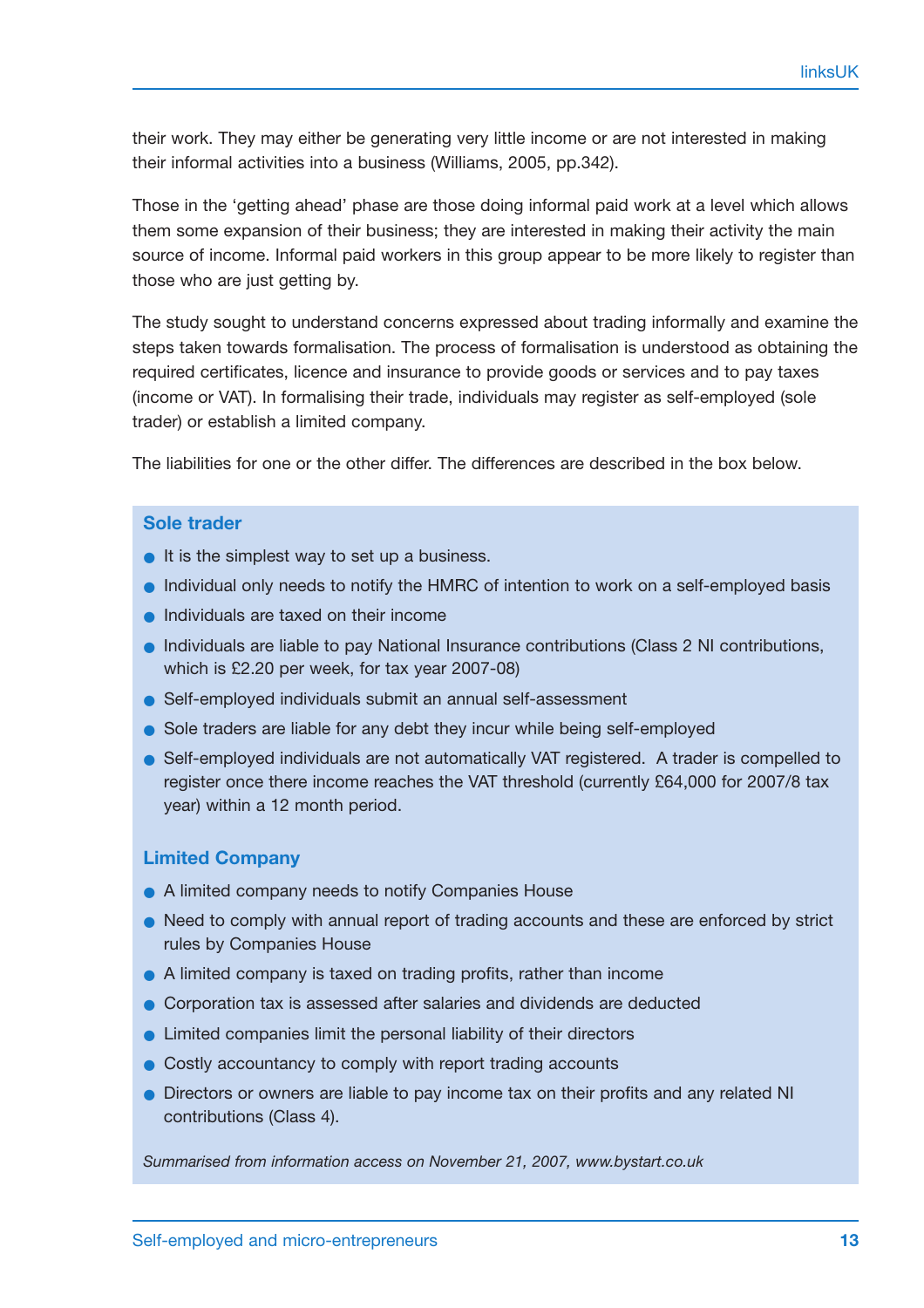their work. They may either be generating very little income or are not interested in making their informal activities into a business (Williams, 2005, pp.342).

Those in the 'getting ahead' phase are those doing informal paid work at a level which allows them some expansion of their business; they are interested in making their activity the main source of income. Informal paid workers in this group appear to be more likely to register than those who are just getting by.

The study sought to understand concerns expressed about trading informally and examine the steps taken towards formalisation. The process of formalisation is understood as obtaining the required certificates, licence and insurance to provide goods or services and to pay taxes (income or VAT). In formalising their trade, individuals may register as self-employed (sole trader) or establish a limited company.

The liabilities for one or the other differ. The differences are described in the box below.

### Sole trader

- It is the simplest way to set up a business.
- Individual only needs to notify the HMRC of intention to work on a self-employed basis
- Individuals are taxed on their income
- Individuals are liable to pay National Insurance contributions (Class 2 NI contributions, which is £2.20 per week, for tax year 2007-08)
- Self-employed individuals submit an annual self-assessment
- Sole traders are liable for any debt they incur while being self-employed
- Self-employed individuals are not automatically VAT registered. A trader is compelled to register once there income reaches the VAT threshold (currently £64,000 for 2007/8 tax year) within a 12 month period.

### Limited Company

- A limited company needs to notify Companies House
- Need to comply with annual report of trading accounts and these are enforced by strict rules by Companies House
- A limited company is taxed on trading profits, rather than income
- Corporation tax is assessed after salaries and dividends are deducted
- Limited companies limit the personal liability of their directors
- Costly accountancy to comply with report trading accounts
- Directors or owners are liable to pay income tax on their profits and any related NI contributions (Class 4).

*Summarised from information access on November 21, 2007, www.bystart.co.uk*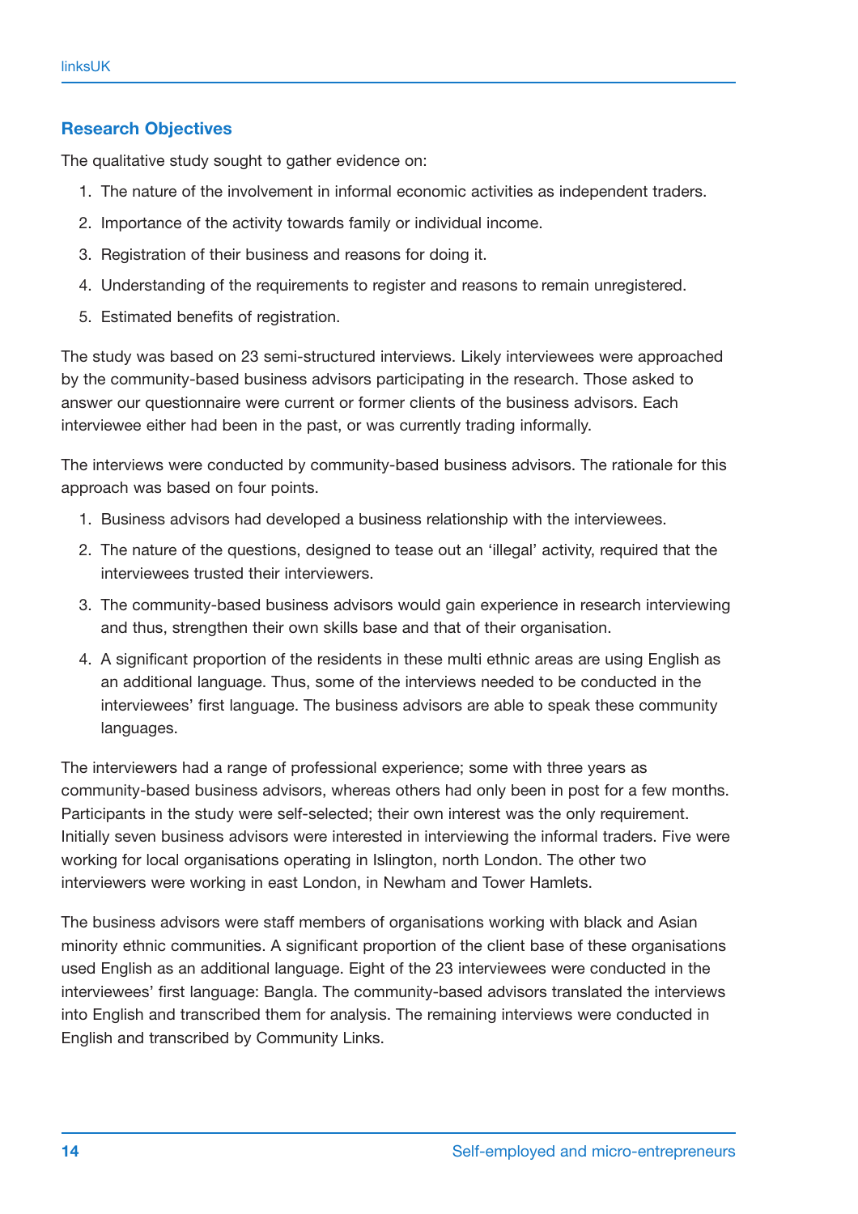## Research Objectives

The qualitative study sought to gather evidence on:

1. The nature of the involvement in informal economic activities as independent traders.
2. Importance of the activity towards family or individual income.
3. Registration of their business and reasons for doing it.
4. Understanding of the requirements to register and reasons to remain unregistered.
5. Estimated benefits of registration.

The study was based on 23 semi-structured interviews. Likely interviewees were approached by the community-based business advisors participating in the research. Those asked to answer our questionnaire were current or former clients of the business advisors. Each interviewee either had been in the past, or was currently trading informally.

The interviews were conducted by community-based business advisors. The rationale for this approach was based on four points.

1. Business advisors had developed a business relationship with the interviewees.
2. The nature of the questions, designed to tease out an 'illegal' activity, required that the interviewees trusted their interviewers.
3. The community-based business advisors would gain experience in research interviewing and thus, strengthen their own skills base and that of their organisation.
4. A significant proportion of the residents in these multi ethnic areas are using English as an additional language. Thus, some of the interviews needed to be conducted in the interviewees' first language. The business advisors are able to speak these community languages.

The interviewers had a range of professional experience; some with three years as community-based business advisors, whereas others had only been in post for a few months. Participants in the study were self-selected; their own interest was the only requirement. Initially seven business advisors were interested in interviewing the informal traders. Five were working for local organisations operating in Islington, north London. The other two interviewers were working in east London, in Newham and Tower Hamlets.

The business advisors were staff members of organisations working with black and Asian minority ethnic communities. A significant proportion of the client base of these organisations used English as an additional language. Eight of the 23 interviewees were conducted in the interviewees' first language: Bangla. The community-based advisors translated the interviews into English and transcribed them for analysis. The remaining interviews were conducted in English and transcribed by Community Links.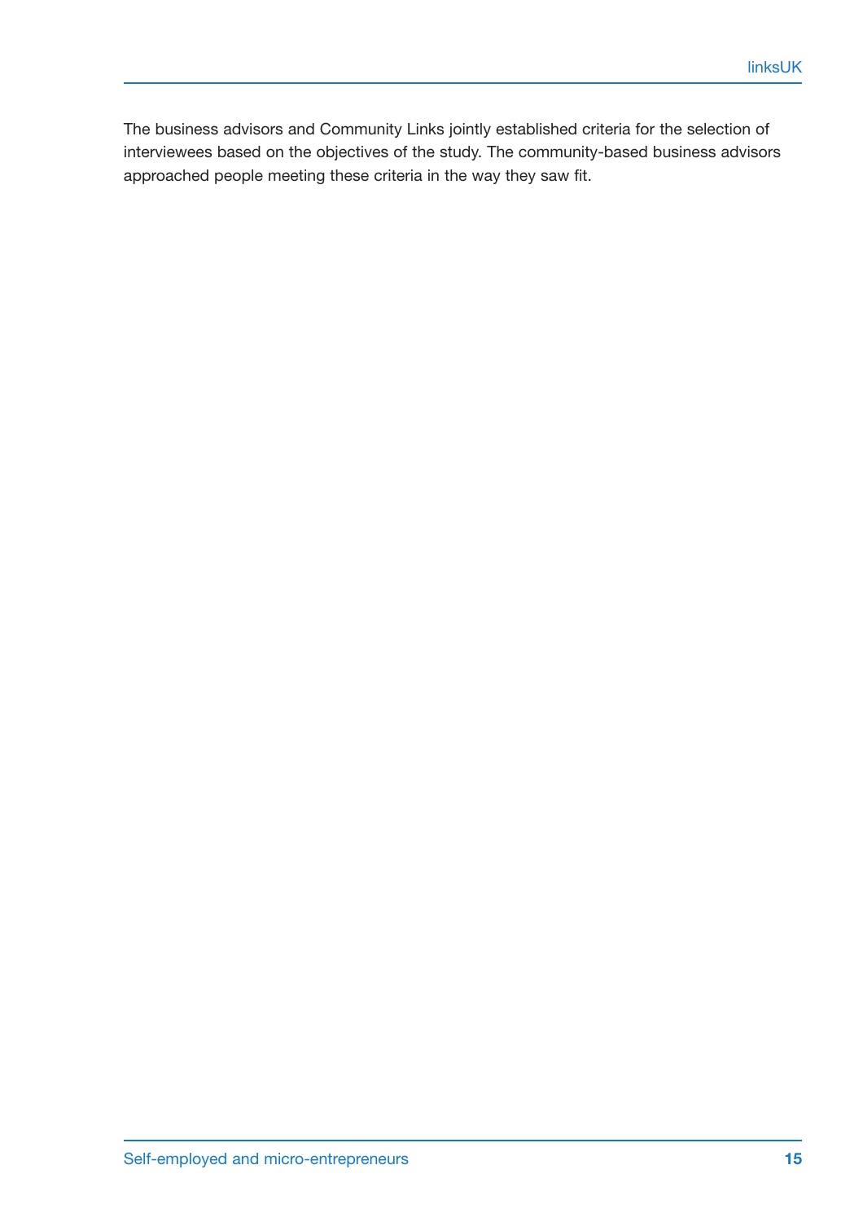The business advisors and Community Links jointly established criteria for the selection of interviewees based on the objectives of the study. The community-based business advisors approached people meeting these criteria in the way they saw fit.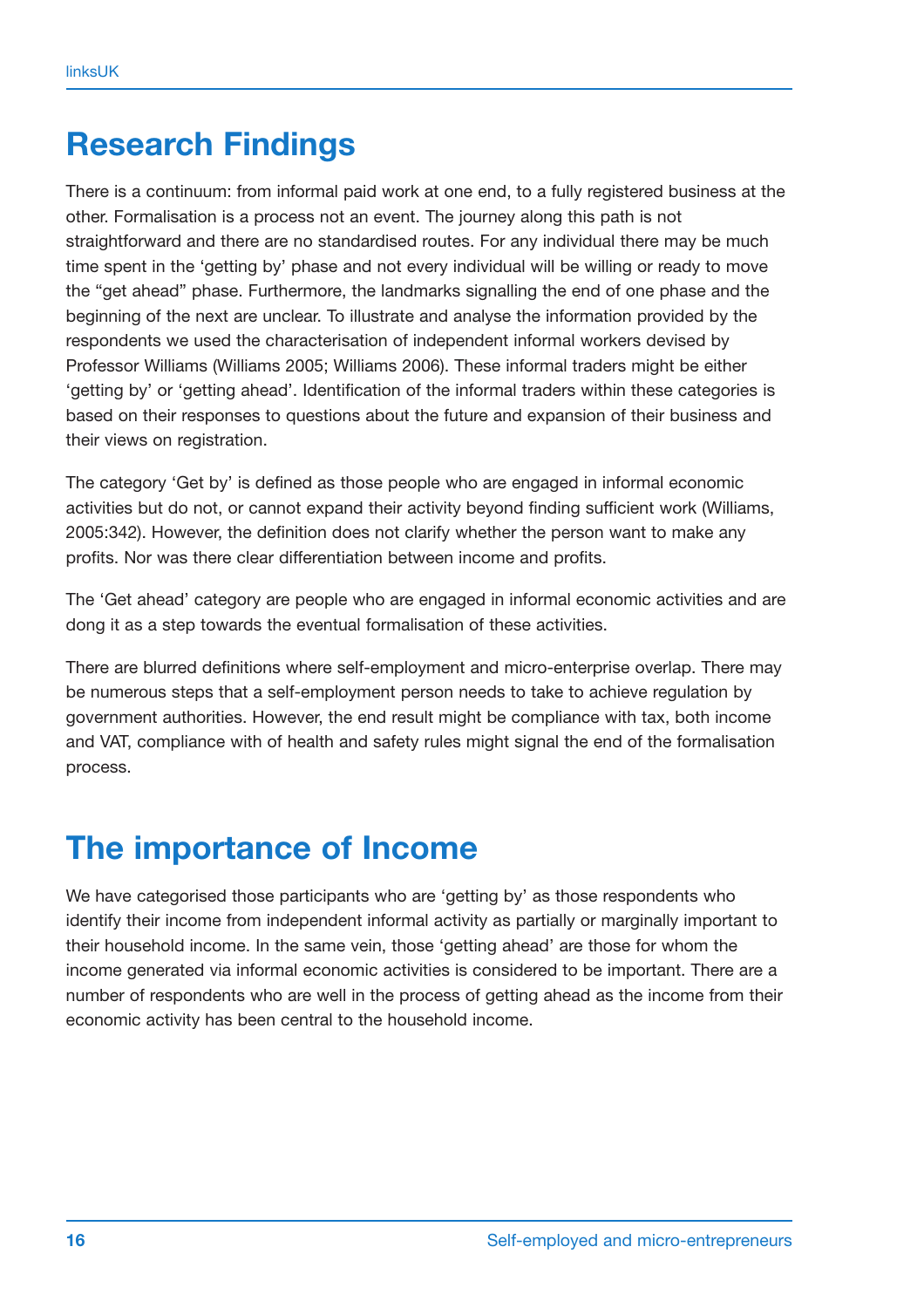# Research Findings

There is a continuum: from informal paid work at one end, to a fully registered business at the other. Formalisation is a process not an event. The journey along this path is not straightforward and there are no standardised routes. For any individual there may be much time spent in the 'getting by' phase and not every individual will be willing or ready to move the "get ahead" phase. Furthermore, the landmarks signalling the end of one phase and the beginning of the next are unclear. To illustrate and analyse the information provided by the respondents we used the characterisation of independent informal workers devised by Professor Williams (Williams 2005; Williams 2006). These informal traders might be either 'getting by' or 'getting ahead'. Identification of the informal traders within these categories is based on their responses to questions about the future and expansion of their business and their views on registration.

The category 'Get by' is defined as those people who are engaged in informal economic activities but do not, or cannot expand their activity beyond finding sufficient work (Williams, 2005:342). However, the definition does not clarify whether the person want to make any profits. Nor was there clear differentiation between income and profits.

The 'Get ahead' category are people who are engaged in informal economic activities and are dong it as a step towards the eventual formalisation of these activities.

There are blurred definitions where self-employment and micro-enterprise overlap. There may be numerous steps that a self-employment person needs to take to achieve regulation by government authorities. However, the end result might be compliance with tax, both income and VAT, compliance with of health and safety rules might signal the end of the formalisation process.

# The importance of Income

We have categorised those participants who are 'getting by' as those respondents who identify their income from independent informal activity as partially or marginally important to their household income. In the same vein, those 'getting ahead' are those for whom the income generated via informal economic activities is considered to be important. There are a number of respondents who are well in the process of getting ahead as the income from their economic activity has been central to the household income.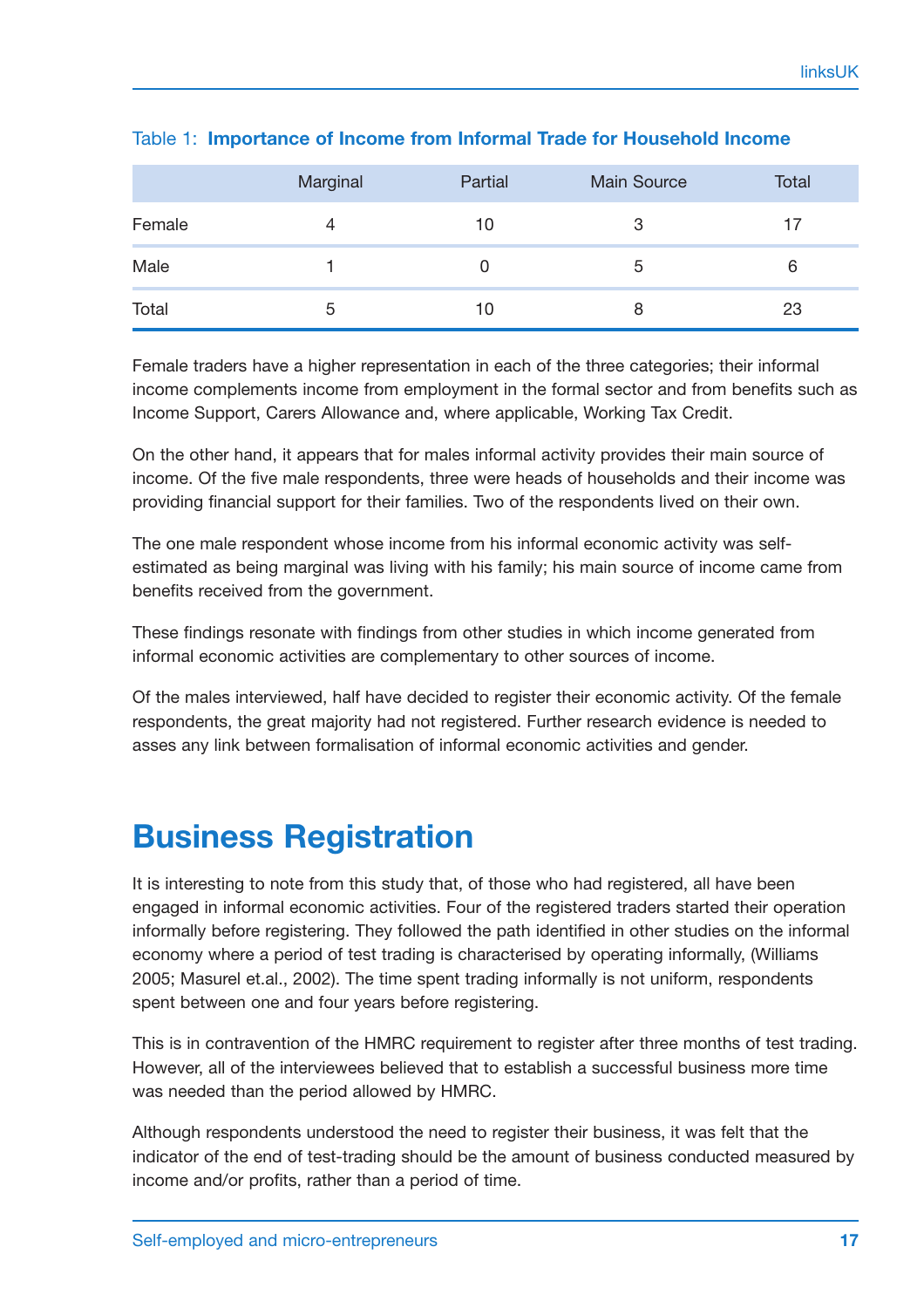Table 1: **Importance of Income from Informal Trade for Household Income**

| | Marginal | Partial | Main Source | Total |
|---|---|---|---|---|
| Female | 4 | 10 | 3 | 17 |
| Male | 1 | 0 | 5 | 6 |
| Total | 5 | 10 | 8 | 23 |

Female traders have a higher representation in each of the three categories; their informal income complements income from employment in the formal sector and from benefits such as Income Support, Carers Allowance and, where applicable, Working Tax Credit.

On the other hand, it appears that for males informal activity provides their main source of income. Of the five male respondents, three were heads of households and their income was providing financial support for their families. Two of the respondents lived on their own.

The one male respondent whose income from his informal economic activity was self-estimated as being marginal was living with his family; his main source of income came from benefits received from the government.

These findings resonate with findings from other studies in which income generated from informal economic activities are complementary to other sources of income.

Of the males interviewed, half have decided to register their economic activity. Of the female respondents, the great majority had not registered. Further research evidence is needed to asses any link between formalisation of informal economic activities and gender.

# Business Registration

It is interesting to note from this study that, of those who had registered, all have been engaged in informal economic activities. Four of the registered traders started their operation informally before registering. They followed the path identified in other studies on the informal economy where a period of test trading is characterised by operating informally, (Williams 2005; Masurel et.al., 2002). The time spent trading informally is not uniform, respondents spent between one and four years before registering.

This is in contravention of the HMRC requirement to register after three months of test trading. However, all of the interviewees believed that to establish a successful business more time was needed than the period allowed by HMRC.

Although respondents understood the need to register their business, it was felt that the indicator of the end of test-trading should be the amount of business conducted measured by income and/or profits, rather than a period of time.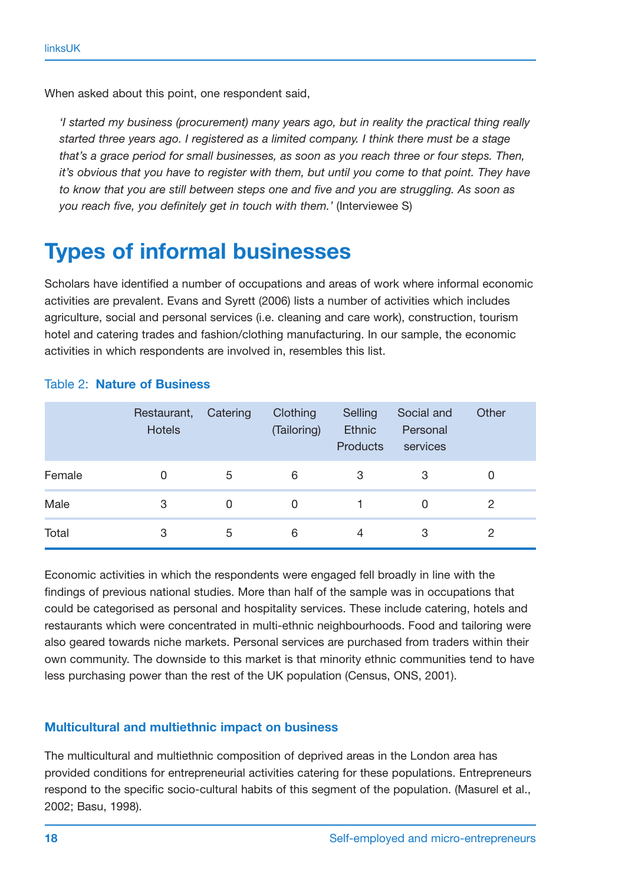When asked about this point, one respondent said,

> *'I started my business (procurement) many years ago, but in reality the practical thing really started three years ago. I registered as a limited company. I think there must be a stage that's a grace period for small businesses, as soon as you reach three or four steps. Then, it's obvious that you have to register with them, but until you come to that point. They have to know that you are still between steps one and five and you are struggling. As soon as you reach five, you definitely get in touch with them.'* (Interviewee S)

# Types of informal businesses

Scholars have identified a number of occupations and areas of work where informal economic activities are prevalent. Evans and Syrett (2006) lists a number of activities which includes agriculture, social and personal services (i.e. cleaning and care work), construction, tourism hotel and catering trades and fashion/clothing manufacturing. In our sample, the economic activities in which respondents are involved in, resembles this list.

Table 2: **Nature of Business**

| | Restaurant, Hotels | Catering | Clothing (Tailoring) | Selling Ethnic Products | Social and Personal services | Other |
|---|---|---|---|---|---|---|
| Female | 0 | 5 | 6 | 3 | 3 | 0 |
| Male | 3 | 0 | 0 | 1 | 0 | 2 |
| Total | 3 | 5 | 6 | 4 | 3 | 2 |

Economic activities in which the respondents were engaged fell broadly in line with the findings of previous national studies. More than half of the sample was in occupations that could be categorised as personal and hospitality services. These include catering, hotels and restaurants which were concentrated in multi-ethnic neighbourhoods. Food and tailoring were also geared towards niche markets. Personal services are purchased from traders within their own community. The downside to this market is that minority ethnic communities tend to have less purchasing power than the rest of the UK population (Census, ONS, 2001).

### Multicultural and multiethnic impact on business

The multicultural and multiethnic composition of deprived areas in the London area has provided conditions for entrepreneurial activities catering for these populations. Entrepreneurs respond to the specific socio-cultural habits of this segment of the population. (Masurel et al., 2002; Basu, 1998).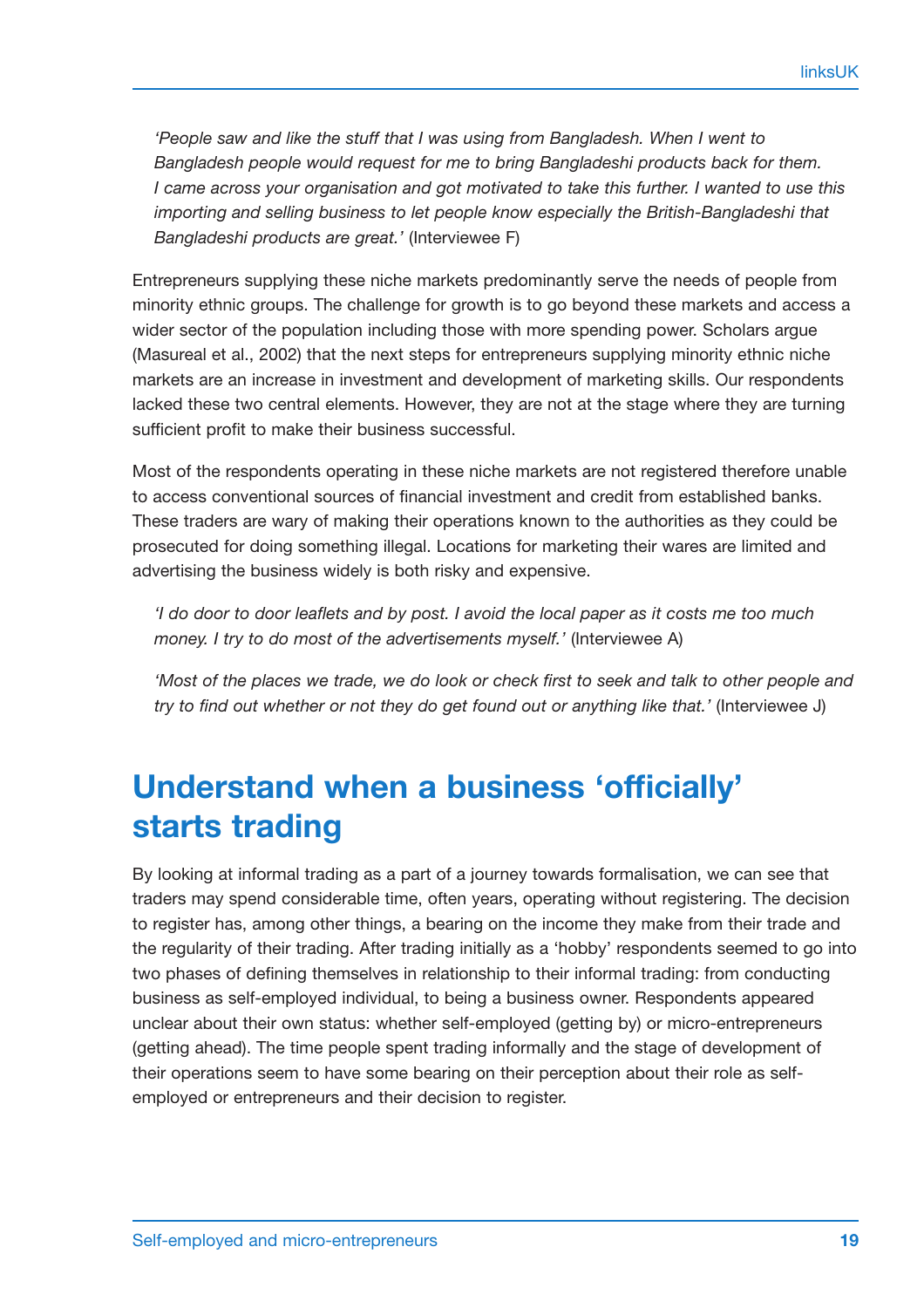*'People saw and like the stuff that I was using from Bangladesh. When I went to Bangladesh people would request for me to bring Bangladeshi products back for them. I came across your organisation and got motivated to take this further. I wanted to use this importing and selling business to let people know especially the British-Bangladeshi that Bangladeshi products are great.'* (Interviewee F)

Entrepreneurs supplying these niche markets predominantly serve the needs of people from minority ethnic groups. The challenge for growth is to go beyond these markets and access a wider sector of the population including those with more spending power. Scholars argue (Masureal et al., 2002) that the next steps for entrepreneurs supplying minority ethnic niche markets are an increase in investment and development of marketing skills. Our respondents lacked these two central elements. However, they are not at the stage where they are turning sufficient profit to make their business successful.

Most of the respondents operating in these niche markets are not registered therefore unable to access conventional sources of financial investment and credit from established banks. These traders are wary of making their operations known to the authorities as they could be prosecuted for doing something illegal. Locations for marketing their wares are limited and advertising the business widely is both risky and expensive.

*'I do door to door leaflets and by post. I avoid the local paper as it costs me too much money. I try to do most of the advertisements myself.'* (Interviewee A)

*'Most of the places we trade, we do look or check first to seek and talk to other people and try to find out whether or not they do get found out or anything like that.'* (Interviewee J)

## Understand when a business 'officially' starts trading

By looking at informal trading as a part of a journey towards formalisation, we can see that traders may spend considerable time, often years, operating without registering. The decision to register has, among other things, a bearing on the income they make from their trade and the regularity of their trading. After trading initially as a 'hobby' respondents seemed to go into two phases of defining themselves in relationship to their informal trading: from conducting business as self-employed individual, to being a business owner. Respondents appeared unclear about their own status: whether self-employed (getting by) or micro-entrepreneurs (getting ahead). The time people spent trading informally and the stage of development of their operations seem to have some bearing on their perception about their role as self-employed or entrepreneurs and their decision to register.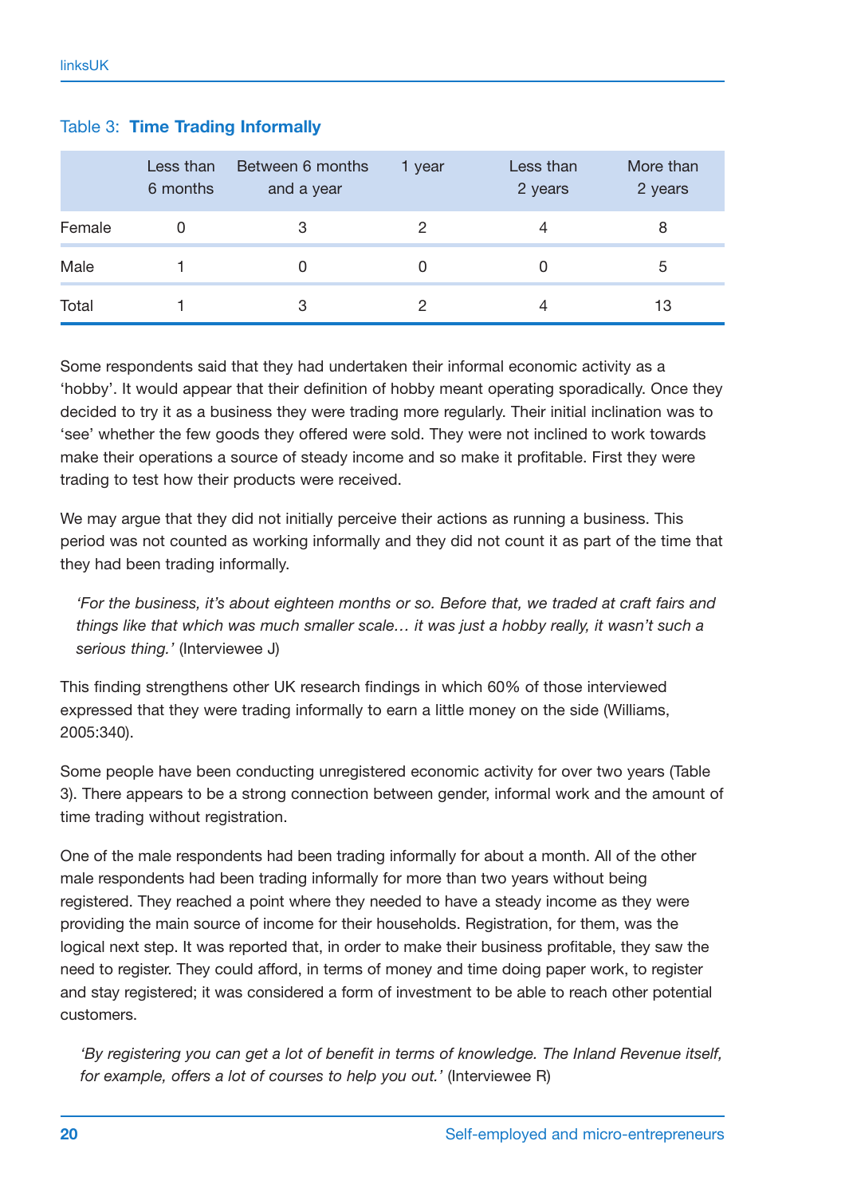Table 3: **Time Trading Informally**

| | Less than 6 months | Between 6 months and a year | 1 year | Less than 2 years | More than 2 years |
|---|---|---|---|---|---|
| Female | 0 | 3 | 2 | 4 | 8 |
| Male | 1 | 0 | 0 | 0 | 5 |
| Total | 1 | 3 | 2 | 4 | 13 |

Some respondents said that they had undertaken their informal economic activity as a 'hobby'. It would appear that their definition of hobby meant operating sporadically. Once they decided to try it as a business they were trading more regularly. Their initial inclination was to 'see' whether the few goods they offered were sold. They were not inclined to work towards make their operations a source of steady income and so make it profitable. First they were trading to test how their products were received.

We may argue that they did not initially perceive their actions as running a business. This period was not counted as working informally and they did not count it as part of the time that they had been trading informally.

> *'For the business, it's about eighteen months or so. Before that, we traded at craft fairs and things like that which was much smaller scale… it was just a hobby really, it wasn't such a serious thing.'* (Interviewee J)

This finding strengthens other UK research findings in which 60% of those interviewed expressed that they were trading informally to earn a little money on the side (Williams, 2005:340).

Some people have been conducting unregistered economic activity for over two years (Table 3). There appears to be a strong connection between gender, informal work and the amount of time trading without registration.

One of the male respondents had been trading informally for about a month. All of the other male respondents had been trading informally for more than two years without being registered. They reached a point where they needed to have a steady income as they were providing the main source of income for their households. Registration, for them, was the logical next step. It was reported that, in order to make their business profitable, they saw the need to register. They could afford, in terms of money and time doing paper work, to register and stay registered; it was considered a form of investment to be able to reach other potential customers.

> *'By registering you can get a lot of benefit in terms of knowledge. The Inland Revenue itself, for example, offers a lot of courses to help you out.'* (Interviewee R)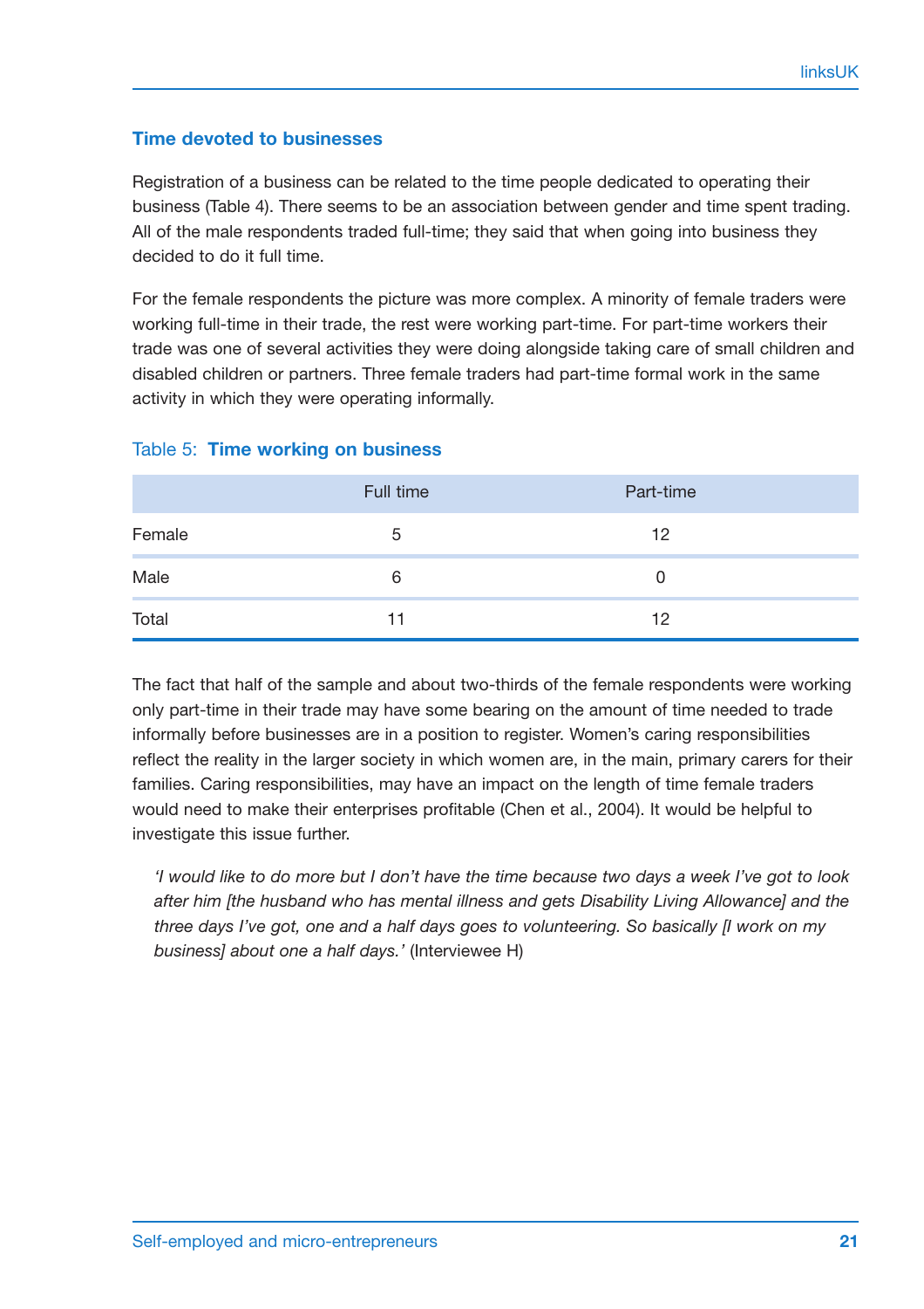### Time devoted to businesses

Registration of a business can be related to the time people dedicated to operating their business (Table 4). There seems to be an association between gender and time spent trading. All of the male respondents traded full-time; they said that when going into business they decided to do it full time.

For the female respondents the picture was more complex. A minority of female traders were working full-time in their trade, the rest were working part-time. For part-time workers their trade was one of several activities they were doing alongside taking care of small children and disabled children or partners. Three female traders had part-time formal work in the same activity in which they were operating informally.

Table 5: **Time working on business**

| | Full time | Part-time |
|---|---|---|
| Female | 5 | 12 |
| Male | 6 | 0 |
| Total | 11 | 12 |

The fact that half of the sample and about two-thirds of the female respondents were working only part-time in their trade may have some bearing on the amount of time needed to trade informally before businesses are in a position to register. Women's caring responsibilities reflect the reality in the larger society in which women are, in the main, primary carers for their families. Caring responsibilities, may have an impact on the length of time female traders would need to make their enterprises profitable (Chen et al., 2004). It would be helpful to investigate this issue further.

> *'I would like to do more but I don't have the time because two days a week I've got to look after him [the husband who has mental illness and gets Disability Living Allowance] and the three days I've got, one and a half days goes to volunteering. So basically [I work on my business] about one a half days.'* (Interviewee H)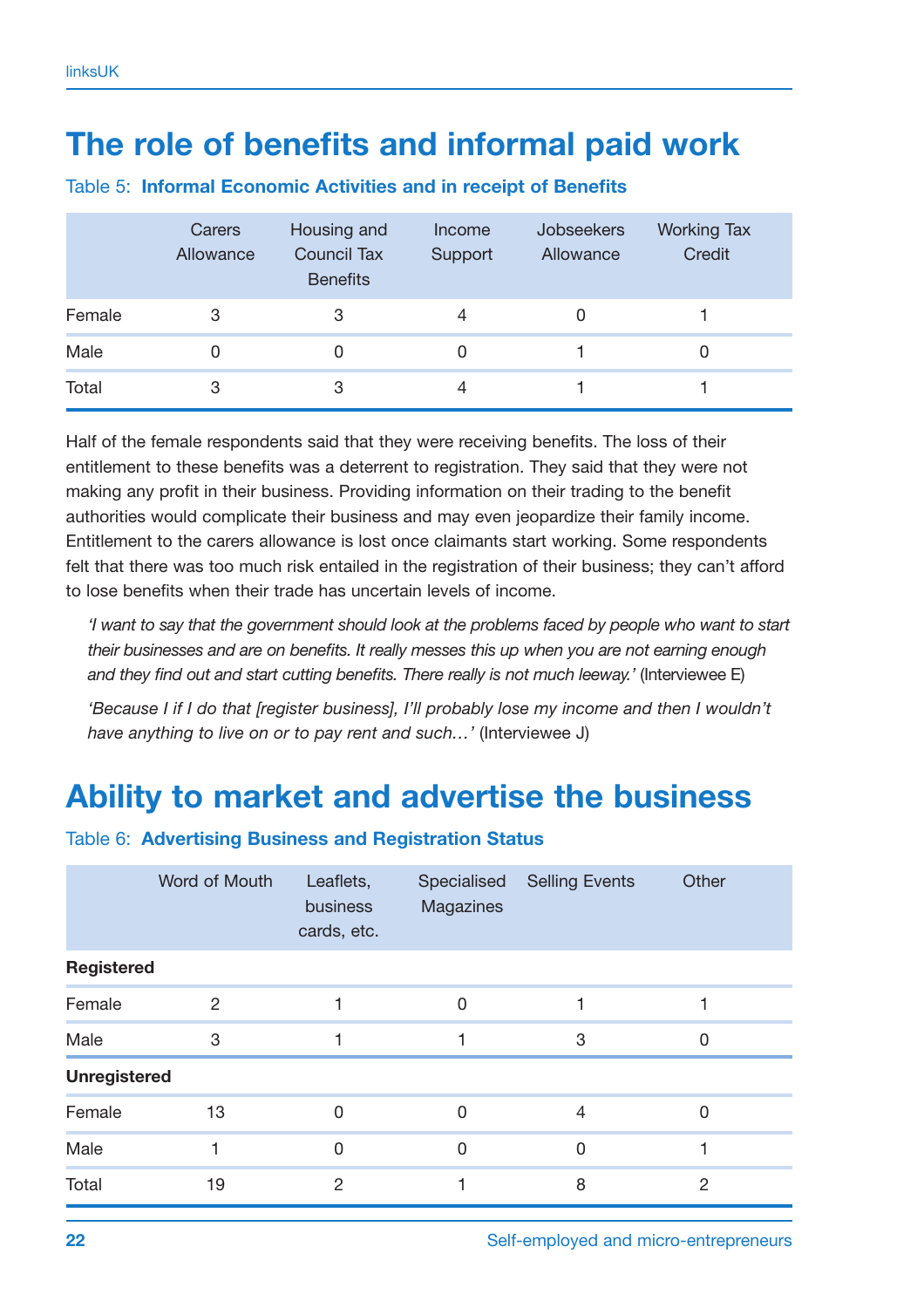# The role of benefits and informal paid work

Table 5: **Informal Economic Activities and in receipt of Benefits**

| | Carers Allowance | Housing and Council Tax Benefits | Income Support | Jobseekers Allowance | Working Tax Credit |
|---|---|---|---|---|---|
| Female | 3 | 3 | 4 | 0 | 1 |
| Male | 0 | 0 | 0 | 1 | 0 |
| Total | 3 | 3 | 4 | 1 | 1 |

Half of the female respondents said that they were receiving benefits. The loss of their entitlement to these benefits was a deterrent to registration. They said that they were not making any profit in their business. Providing information on their trading to the benefit authorities would complicate their business and may even jeopardize their family income. Entitlement to the carers allowance is lost once claimants start working. Some respondents felt that there was too much risk entailed in the registration of their business; they can't afford to lose benefits when their trade has uncertain levels of income.

> *'I want to say that the government should look at the problems faced by people who want to start their businesses and are on benefits. It really messes this up when you are not earning enough and they find out and start cutting benefits. There really is not much leeway.'* (Interviewee E)

> *'Because I if I do that [register business], I'll probably lose my income and then I wouldn't have anything to live on or to pay rent and such…'* (Interviewee J)

# Ability to market and advertise the business

Table 6: **Advertising Business and Registration Status**

| | Word of Mouth | Leaflets, business cards, etc. | Specialised Magazines | Selling Events | Other |
|---|---|---|---|---|---|
| **Registered** | | | | | |
| Female | 2 | 1 | 0 | 1 | 1 |
| Male | 3 | 1 | 1 | 3 | 0 |
| **Unregistered** | | | | | |
| Female | 13 | 0 | 0 | 4 | 0 |
| Male | 1 | 0 | 0 | 0 | 1 |
| Total | 19 | 2 | 1 | 8 | 2 |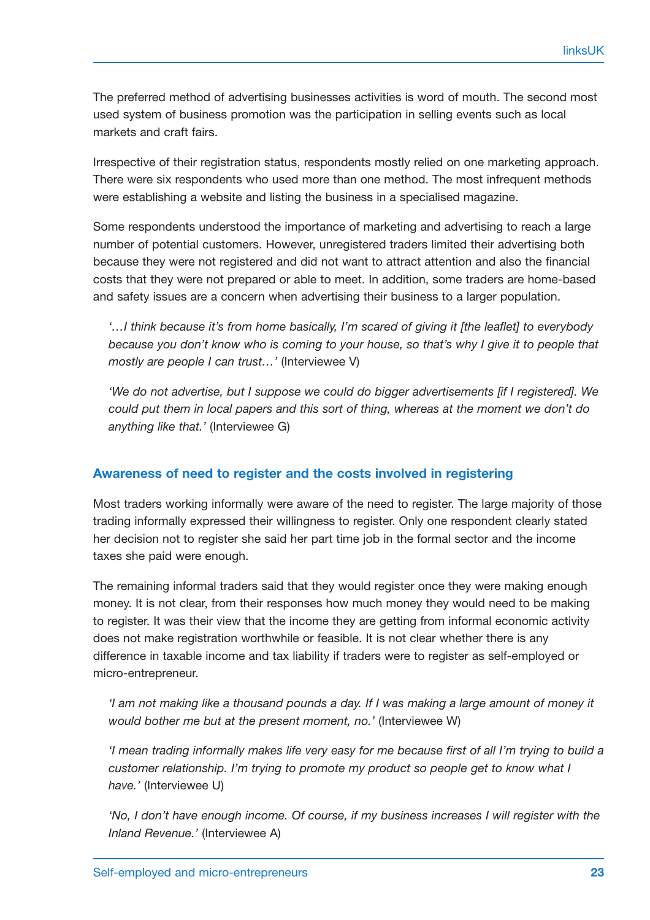The preferred method of advertising businesses activities is word of mouth. The second most used system of business promotion was the participation in selling events such as local markets and craft fairs.

Irrespective of their registration status, respondents mostly relied on one marketing approach. There were six respondents who used more than one method. The most infrequent methods were establishing a website and listing the business in a specialised magazine.

Some respondents understood the importance of marketing and advertising to reach a large number of potential customers. However, unregistered traders limited their advertising both because they were not registered and did not want to attract attention and also the financial costs that they were not prepared or able to meet. In addition, some traders are home-based and safety issues are a concern when advertising their business to a larger population.

> *'…I think because it's from home basically, I'm scared of giving it [the leaflet] to everybody because you don't know who is coming to your house, so that's why I give it to people that mostly are people I can trust…'* (Interviewee V)

> *'We do not advertise, but I suppose we could do bigger advertisements [if I registered]. We could put them in local papers and this sort of thing, whereas at the moment we don't do anything like that.'* (Interviewee G)

## Awareness of need to register and the costs involved in registering

Most traders working informally were aware of the need to register. The large majority of those trading informally expressed their willingness to register. Only one respondent clearly stated her decision not to register she said her part time job in the formal sector and the income taxes she paid were enough.

The remaining informal traders said that they would register once they were making enough money. It is not clear, from their responses how much money they would need to be making to register. It was their view that the income they are getting from informal economic activity does not make registration worthwhile or feasible. It is not clear whether there is any difference in taxable income and tax liability if traders were to register as self-employed or micro-entrepreneur.

> *'I am not making like a thousand pounds a day. If I was making a large amount of money it would bother me but at the present moment, no.'* (Interviewee W)

> *'I mean trading informally makes life very easy for me because first of all I'm trying to build a customer relationship. I'm trying to promote my product so people get to know what I have.'* (Interviewee U)

> *'No, I don't have enough income. Of course, if my business increases I will register with the Inland Revenue.'* (Interviewee A)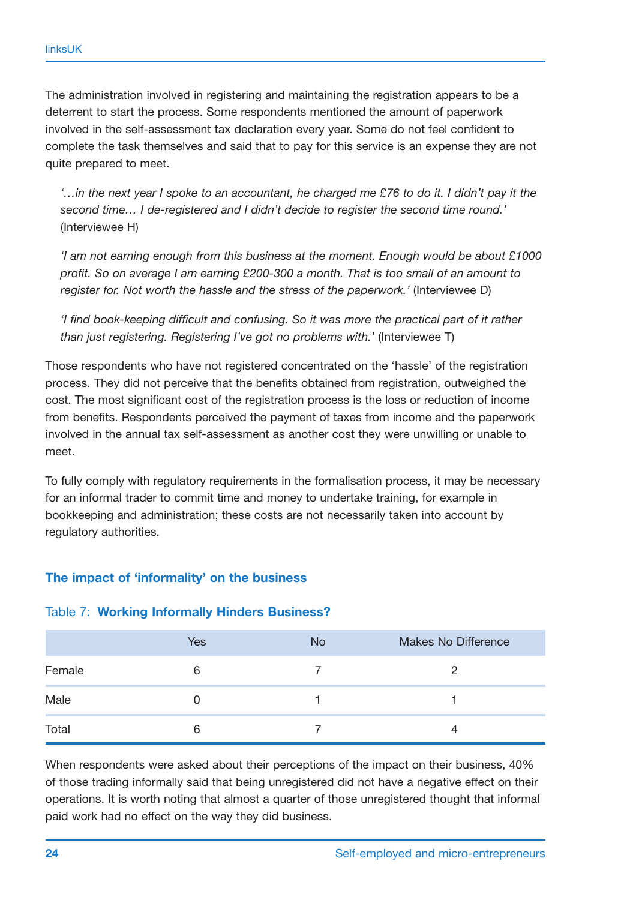The administration involved in registering and maintaining the registration appears to be a deterrent to start the process. Some respondents mentioned the amount of paperwork involved in the self-assessment tax declaration every year. Some do not feel confident to complete the task themselves and said that to pay for this service is an expense they are not quite prepared to meet.

> *'…in the next year I spoke to an accountant, he charged me £76 to do it. I didn't pay it the second time… I de-registered and I didn't decide to register the second time round.'* (Interviewee H)

> *'I am not earning enough from this business at the moment. Enough would be about £1000 profit. So on average I am earning £200-300 a month. That is too small of an amount to register for. Not worth the hassle and the stress of the paperwork.'* (Interviewee D)

> *'I find book-keeping difficult and confusing. So it was more the practical part of it rather than just registering. Registering I've got no problems with.'* (Interviewee T)

Those respondents who have not registered concentrated on the 'hassle' of the registration process. They did not perceive that the benefits obtained from registration, outweighed the cost. The most significant cost of the registration process is the loss or reduction of income from benefits. Respondents perceived the payment of taxes from income and the paperwork involved in the annual tax self-assessment as another cost they were unwilling or unable to meet.

To fully comply with regulatory requirements in the formalisation process, it may be necessary for an informal trader to commit time and money to undertake training, for example in bookkeeping and administration; these costs are not necessarily taken into account by regulatory authorities.

### The impact of 'informality' on the business

Table 7: **Working Informally Hinders Business?**

| | Yes | No | Makes No Difference |
|---|---|---|---|
| Female | 6 | 7 | 2 |
| Male | 0 | 1 | 1 |
| Total | 6 | 7 | 4 |

When respondents were asked about their perceptions of the impact on their business, 40% of those trading informally said that being unregistered did not have a negative effect on their operations. It is worth noting that almost a quarter of those unregistered thought that informal paid work had no effect on the way they did business.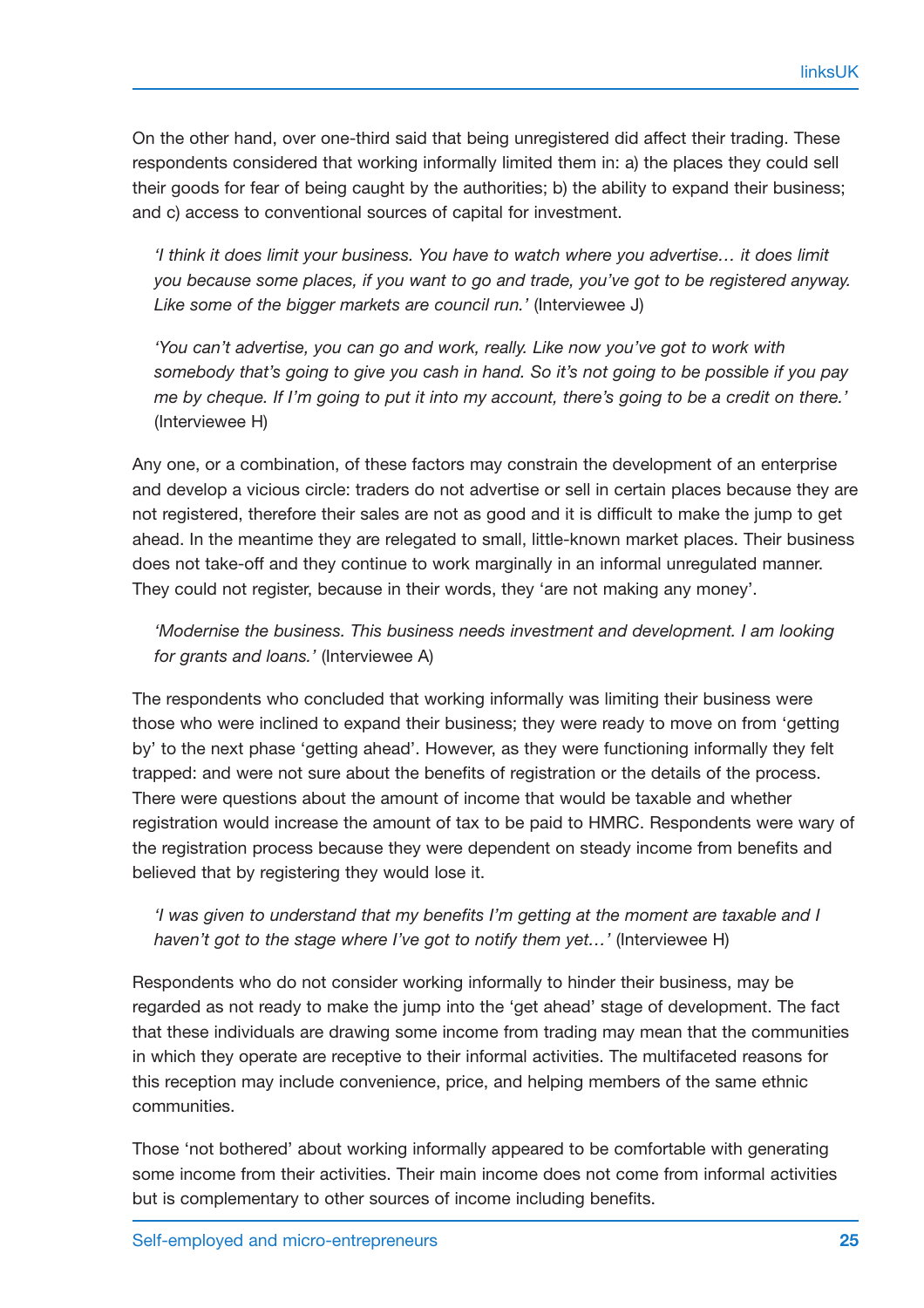On the other hand, over one-third said that being unregistered did affect their trading. These respondents considered that working informally limited them in: a) the places they could sell their goods for fear of being caught by the authorities; b) the ability to expand their business; and c) access to conventional sources of capital for investment.

> *'I think it does limit your business. You have to watch where you advertise… it does limit you because some places, if you want to go and trade, you've got to be registered anyway. Like some of the bigger markets are council run.'* (Interviewee J)

> *'You can't advertise, you can go and work, really. Like now you've got to work with somebody that's going to give you cash in hand. So it's not going to be possible if you pay me by cheque. If I'm going to put it into my account, there's going to be a credit on there.'* (Interviewee H)

Any one, or a combination, of these factors may constrain the development of an enterprise and develop a vicious circle: traders do not advertise or sell in certain places because they are not registered, therefore their sales are not as good and it is difficult to make the jump to get ahead. In the meantime they are relegated to small, little-known market places. Their business does not take-off and they continue to work marginally in an informal unregulated manner. They could not register, because in their words, they 'are not making any money'.

> *'Modernise the business. This business needs investment and development. I am looking for grants and loans.'* (Interviewee A)

The respondents who concluded that working informally was limiting their business were those who were inclined to expand their business; they were ready to move on from 'getting by' to the next phase 'getting ahead'. However, as they were functioning informally they felt trapped: and were not sure about the benefits of registration or the details of the process. There were questions about the amount of income that would be taxable and whether registration would increase the amount of tax to be paid to HMRC. Respondents were wary of the registration process because they were dependent on steady income from benefits and believed that by registering they would lose it.

> *'I was given to understand that my benefits I'm getting at the moment are taxable and I haven't got to the stage where I've got to notify them yet…'* (Interviewee H)

Respondents who do not consider working informally to hinder their business, may be regarded as not ready to make the jump into the 'get ahead' stage of development. The fact that these individuals are drawing some income from trading may mean that the communities in which they operate are receptive to their informal activities. The multifaceted reasons for this reception may include convenience, price, and helping members of the same ethnic communities.

Those 'not bothered' about working informally appeared to be comfortable with generating some income from their activities. Their main income does not come from informal activities but is complementary to other sources of income including benefits.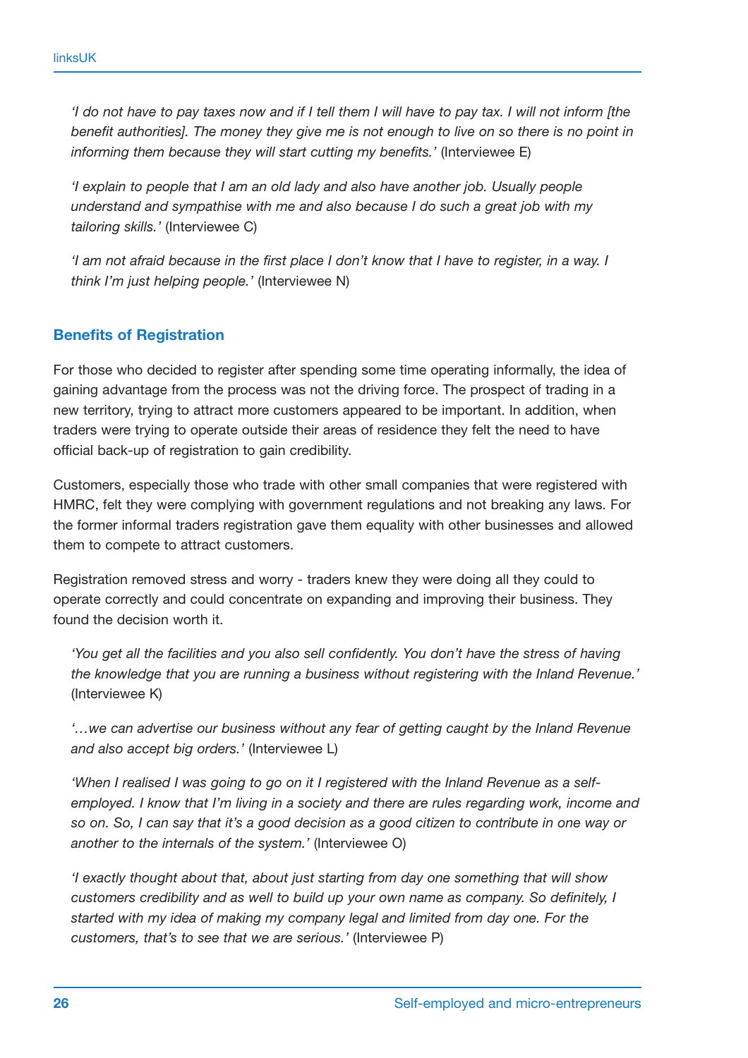*'I do not have to pay taxes now and if I tell them I will have to pay tax. I will not inform [the benefit authorities]. The money they give me is not enough to live on so there is no point in informing them because they will start cutting my benefits.'* (Interviewee E)

*'I explain to people that I am an old lady and also have another job. Usually people understand and sympathise with me and also because I do such a great job with my tailoring skills.'* (Interviewee C)

*'I am not afraid because in the first place I don't know that I have to register, in a way. I think I'm just helping people.'* (Interviewee N)

## Benefits of Registration

For those who decided to register after spending some time operating informally, the idea of gaining advantage from the process was not the driving force. The prospect of trading in a new territory, trying to attract more customers appeared to be important. In addition, when traders were trying to operate outside their areas of residence they felt the need to have official back-up of registration to gain credibility.

Customers, especially those who trade with other small companies that were registered with HMRC, felt they were complying with government regulations and not breaking any laws. For the former informal traders registration gave them equality with other businesses and allowed them to compete to attract customers.

Registration removed stress and worry - traders knew they were doing all they could to operate correctly and could concentrate on expanding and improving their business. They found the decision worth it.

*'You get all the facilities and you also sell confidently. You don't have the stress of having the knowledge that you are running a business without registering with the Inland Revenue.'* (Interviewee K)

*'…we can advertise our business without any fear of getting caught by the Inland Revenue and also accept big orders.'* (Interviewee L)

*'When I realised I was going to go on it I registered with the Inland Revenue as a self-employed. I know that I'm living in a society and there are rules regarding work, income and so on. So, I can say that it's a good decision as a good citizen to contribute in one way or another to the internals of the system.'* (Interviewee O)

*'I exactly thought about that, about just starting from day one something that will show customers credibility and as well to build up your own name as company. So definitely, I started with my idea of making my company legal and limited from day one. For the customers, that's to see that we are serious.'* (Interviewee P)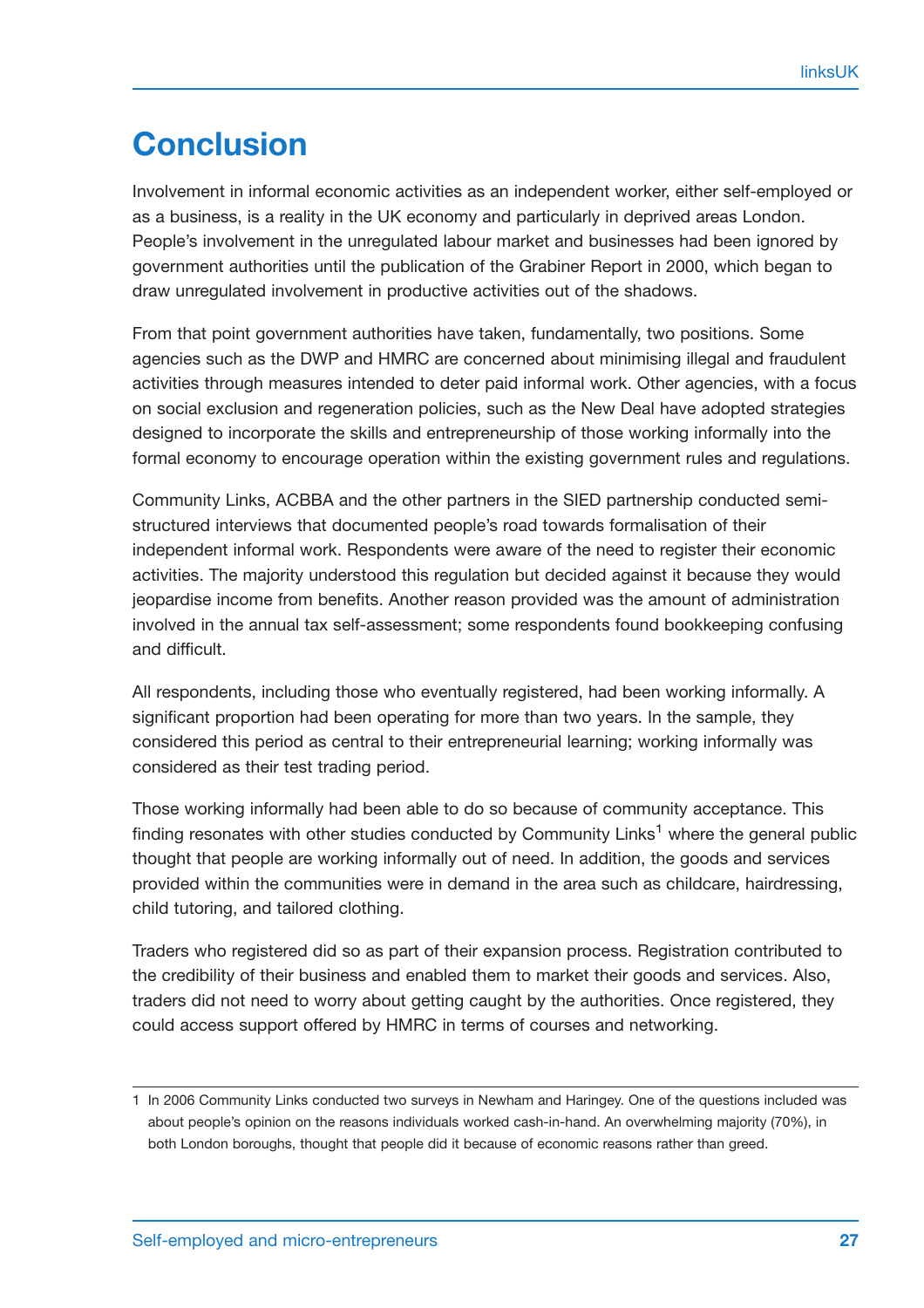# Conclusion

Involvement in informal economic activities as an independent worker, either self-employed or as a business, is a reality in the UK economy and particularly in deprived areas London. People's involvement in the unregulated labour market and businesses had been ignored by government authorities until the publication of the Grabiner Report in 2000, which began to draw unregulated involvement in productive activities out of the shadows.

From that point government authorities have taken, fundamentally, two positions. Some agencies such as the DWP and HMRC are concerned about minimising illegal and fraudulent activities through measures intended to deter paid informal work. Other agencies, with a focus on social exclusion and regeneration policies, such as the New Deal have adopted strategies designed to incorporate the skills and entrepreneurship of those working informally into the formal economy to encourage operation within the existing government rules and regulations.

Community Links, ACBBA and the other partners in the SIED partnership conducted semi-structured interviews that documented people's road towards formalisation of their independent informal work. Respondents were aware of the need to register their economic activities. The majority understood this regulation but decided against it because they would jeopardise income from benefits. Another reason provided was the amount of administration involved in the annual tax self-assessment; some respondents found bookkeeping confusing and difficult.

All respondents, including those who eventually registered, had been working informally. A significant proportion had been operating for more than two years. In the sample, they considered this period as central to their entrepreneurial learning; working informally was considered as their test trading period.

Those working informally had been able to do so because of community acceptance. This finding resonates with other studies conducted by Community Links[1] where the general public thought that people are working informally out of need. In addition, the goods and services provided within the communities were in demand in the area such as childcare, hairdressing, child tutoring, and tailored clothing.

Traders who registered did so as part of their expansion process. Registration contributed to the credibility of their business and enabled them to market their goods and services. Also, traders did not need to worry about getting caught by the authorities. Once registered, they could access support offered by HMRC in terms of courses and networking.

1 In 2006 Community Links conducted two surveys in Newham and Haringey. One of the questions included was about people's opinion on the reasons individuals worked cash-in-hand. An overwhelming majority (70%), in both London boroughs, thought that people did it because of economic reasons rather than greed.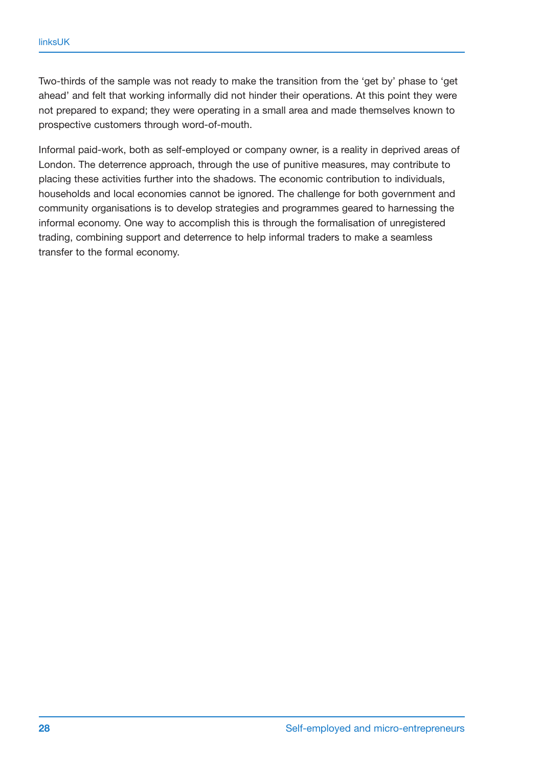Two-thirds of the sample was not ready to make the transition from the 'get by' phase to 'get ahead' and felt that working informally did not hinder their operations. At this point they were not prepared to expand; they were operating in a small area and made themselves known to prospective customers through word-of-mouth.

Informal paid-work, both as self-employed or company owner, is a reality in deprived areas of London. The deterrence approach, through the use of punitive measures, may contribute to placing these activities further into the shadows. The economic contribution to individuals, households and local economies cannot be ignored. The challenge for both government and community organisations is to develop strategies and programmes geared to harnessing the informal economy. One way to accomplish this is through the formalisation of unregistered trading, combining support and deterrence to help informal traders to make a seamless transfer to the formal economy.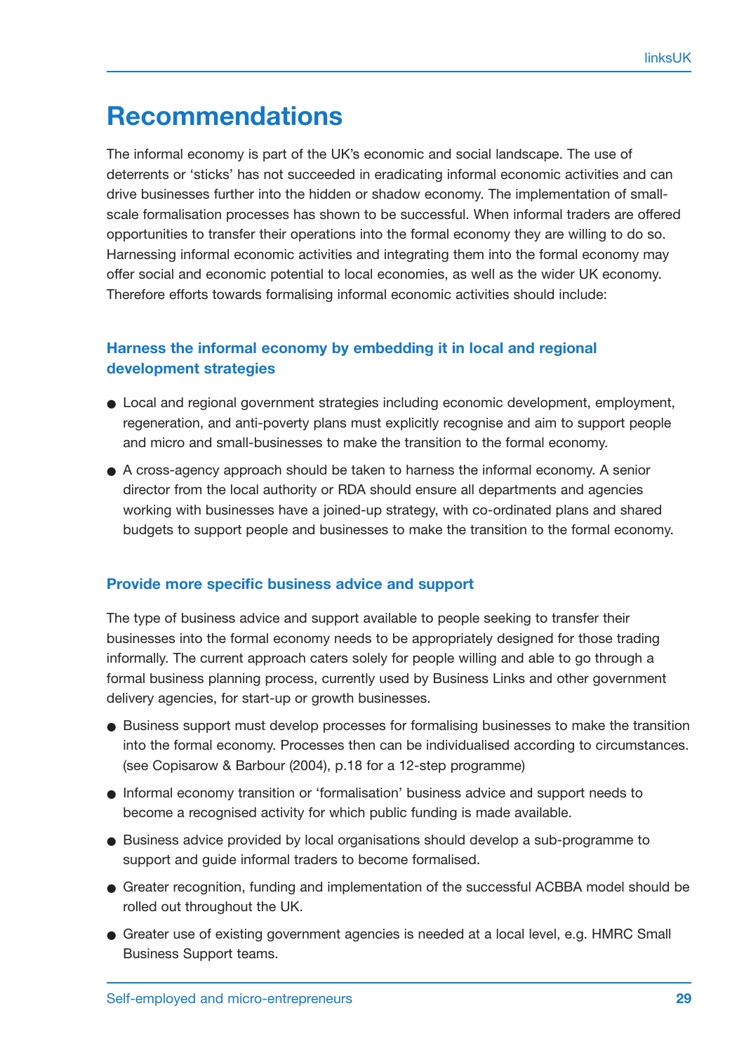# Recommendations

The informal economy is part of the UK's economic and social landscape. The use of deterrents or 'sticks' has not succeeded in eradicating informal economic activities and can drive businesses further into the hidden or shadow economy. The implementation of small-scale formalisation processes has shown to be successful. When informal traders are offered opportunities to transfer their operations into the formal economy they are willing to do so. Harnessing informal economic activities and integrating them into the formal economy may offer social and economic potential to local economies, as well as the wider UK economy. Therefore efforts towards formalising informal economic activities should include:

### Harness the informal economy by embedding it in local and regional development strategies

- Local and regional government strategies including economic development, employment, regeneration, and anti-poverty plans must explicitly recognise and aim to support people and micro and small-businesses to make the transition to the formal economy.
- A cross-agency approach should be taken to harness the informal economy. A senior director from the local authority or RDA should ensure all departments and agencies working with businesses have a joined-up strategy, with co-ordinated plans and shared budgets to support people and businesses to make the transition to the formal economy.

### Provide more specific business advice and support

The type of business advice and support available to people seeking to transfer their businesses into the formal economy needs to be appropriately designed for those trading informally. The current approach caters solely for people willing and able to go through a formal business planning process, currently used by Business Links and other government delivery agencies, for start-up or growth businesses.

- Business support must develop processes for formalising businesses to make the transition into the formal economy. Processes then can be individualised according to circumstances. (see Copisarow & Barbour (2004), p.18 for a 12-step programme)
- Informal economy transition or 'formalisation' business advice and support needs to become a recognised activity for which public funding is made available.
- Business advice provided by local organisations should develop a sub-programme to support and guide informal traders to become formalised.
- Greater recognition, funding and implementation of the successful ACBBA model should be rolled out throughout the UK.
- Greater use of existing government agencies is needed at a local level, e.g. HMRC Small Business Support teams.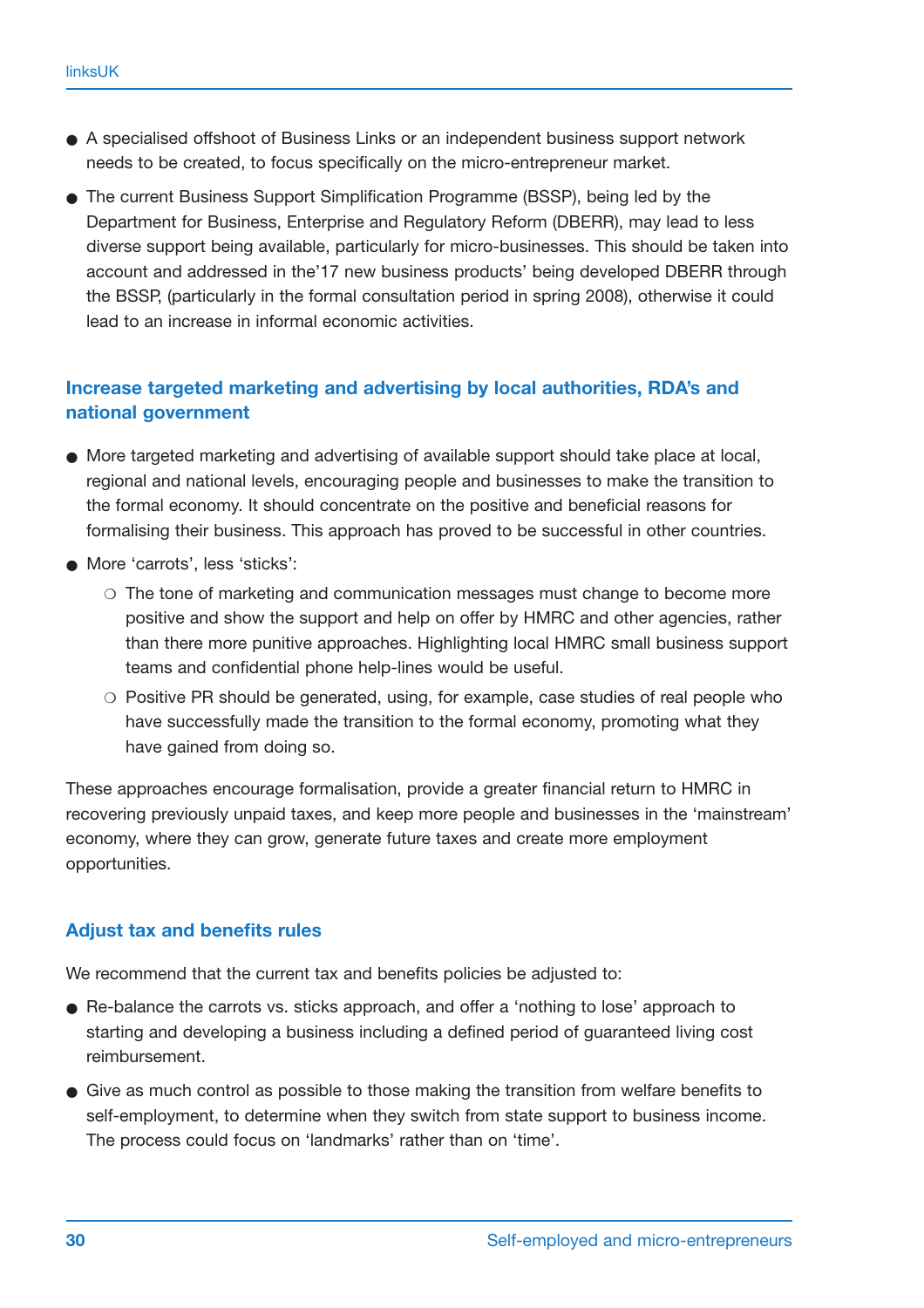- A specialised offshoot of Business Links or an independent business support network needs to be created, to focus specifically on the micro-entrepreneur market.
- The current Business Support Simplification Programme (BSSP), being led by the Department for Business, Enterprise and Regulatory Reform (DBERR), may lead to less diverse support being available, particularly for micro-businesses. This should be taken into account and addressed in the'17 new business products' being developed DBERR through the BSSP, (particularly in the formal consultation period in spring 2008), otherwise it could lead to an increase in informal economic activities.

### Increase targeted marketing and advertising by local authorities, RDA's and national government

- More targeted marketing and advertising of available support should take place at local, regional and national levels, encouraging people and businesses to make the transition to the formal economy. It should concentrate on the positive and beneficial reasons for formalising their business. This approach has proved to be successful in other countries.
- More 'carrots', less 'sticks':
  - The tone of marketing and communication messages must change to become more positive and show the support and help on offer by HMRC and other agencies, rather than there more punitive approaches. Highlighting local HMRC small business support teams and confidential phone help-lines would be useful.
  - Positive PR should be generated, using, for example, case studies of real people who have successfully made the transition to the formal economy, promoting what they have gained from doing so.

These approaches encourage formalisation, provide a greater financial return to HMRC in recovering previously unpaid taxes, and keep more people and businesses in the 'mainstream' economy, where they can grow, generate future taxes and create more employment opportunities.

### Adjust tax and benefits rules

We recommend that the current tax and benefits policies be adjusted to:

- Re-balance the carrots vs. sticks approach, and offer a 'nothing to lose' approach to starting and developing a business including a defined period of guaranteed living cost reimbursement.
- Give as much control as possible to those making the transition from welfare benefits to self-employment, to determine when they switch from state support to business income. The process could focus on 'landmarks' rather than on 'time'.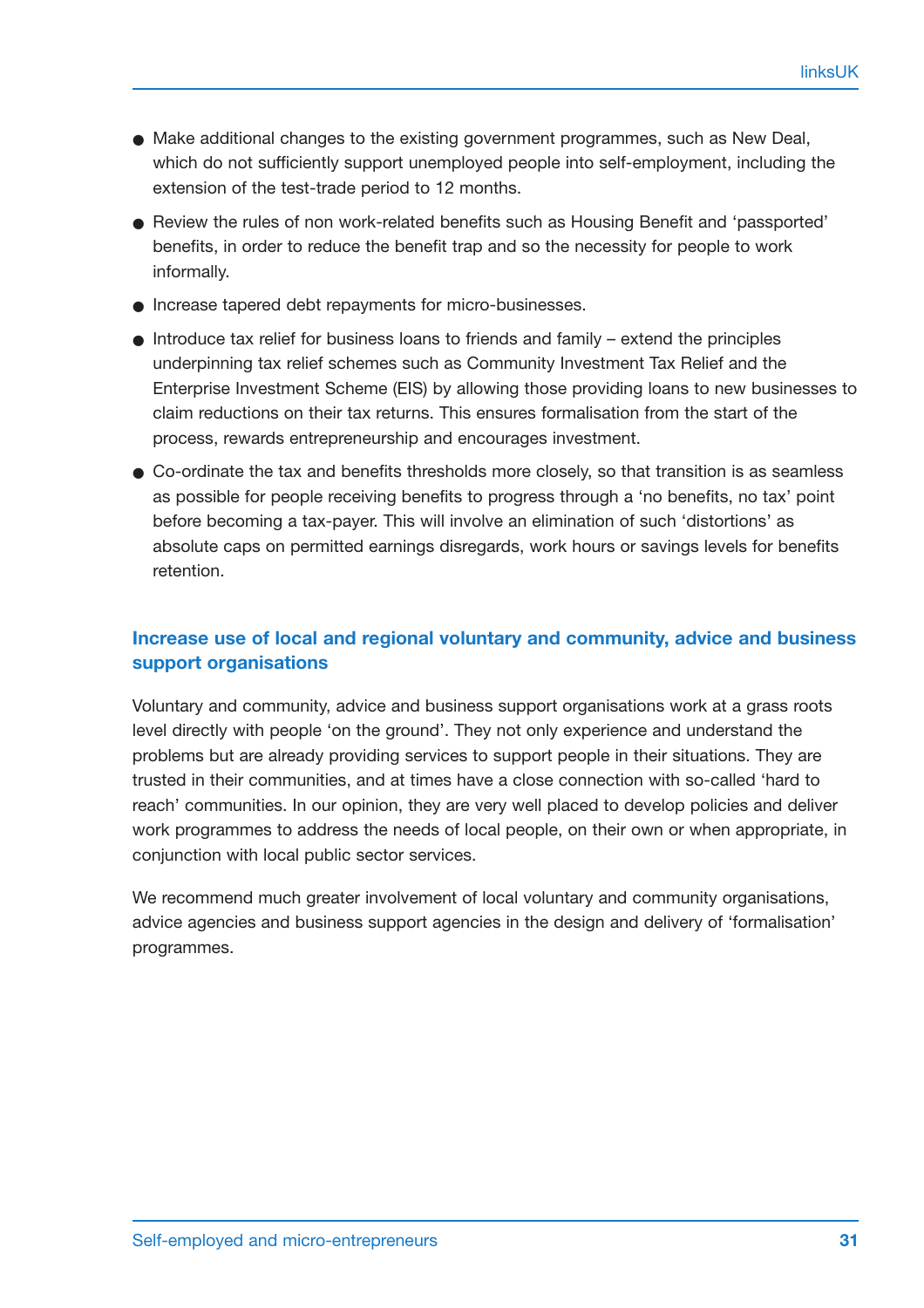- Make additional changes to the existing government programmes, such as New Deal, which do not sufficiently support unemployed people into self-employment, including the extension of the test-trade period to 12 months.
- Review the rules of non work-related benefits such as Housing Benefit and 'passported' benefits, in order to reduce the benefit trap and so the necessity for people to work informally.
- Increase tapered debt repayments for micro-businesses.
- Introduce tax relief for business loans to friends and family – extend the principles underpinning tax relief schemes such as Community Investment Tax Relief and the Enterprise Investment Scheme (EIS) by allowing those providing loans to new businesses to claim reductions on their tax returns. This ensures formalisation from the start of the process, rewards entrepreneurship and encourages investment.
- Co-ordinate the tax and benefits thresholds more closely, so that transition is as seamless as possible for people receiving benefits to progress through a 'no benefits, no tax' point before becoming a tax-payer. This will involve an elimination of such 'distortions' as absolute caps on permitted earnings disregards, work hours or savings levels for benefits retention.

## Increase use of local and regional voluntary and community, advice and business support organisations

Voluntary and community, advice and business support organisations work at a grass roots level directly with people 'on the ground'. They not only experience and understand the problems but are already providing services to support people in their situations. They are trusted in their communities, and at times have a close connection with so-called 'hard to reach' communities. In our opinion, they are very well placed to develop policies and deliver work programmes to address the needs of local people, on their own or when appropriate, in conjunction with local public sector services.

We recommend much greater involvement of local voluntary and community organisations, advice agencies and business support agencies in the design and delivery of 'formalisation' programmes.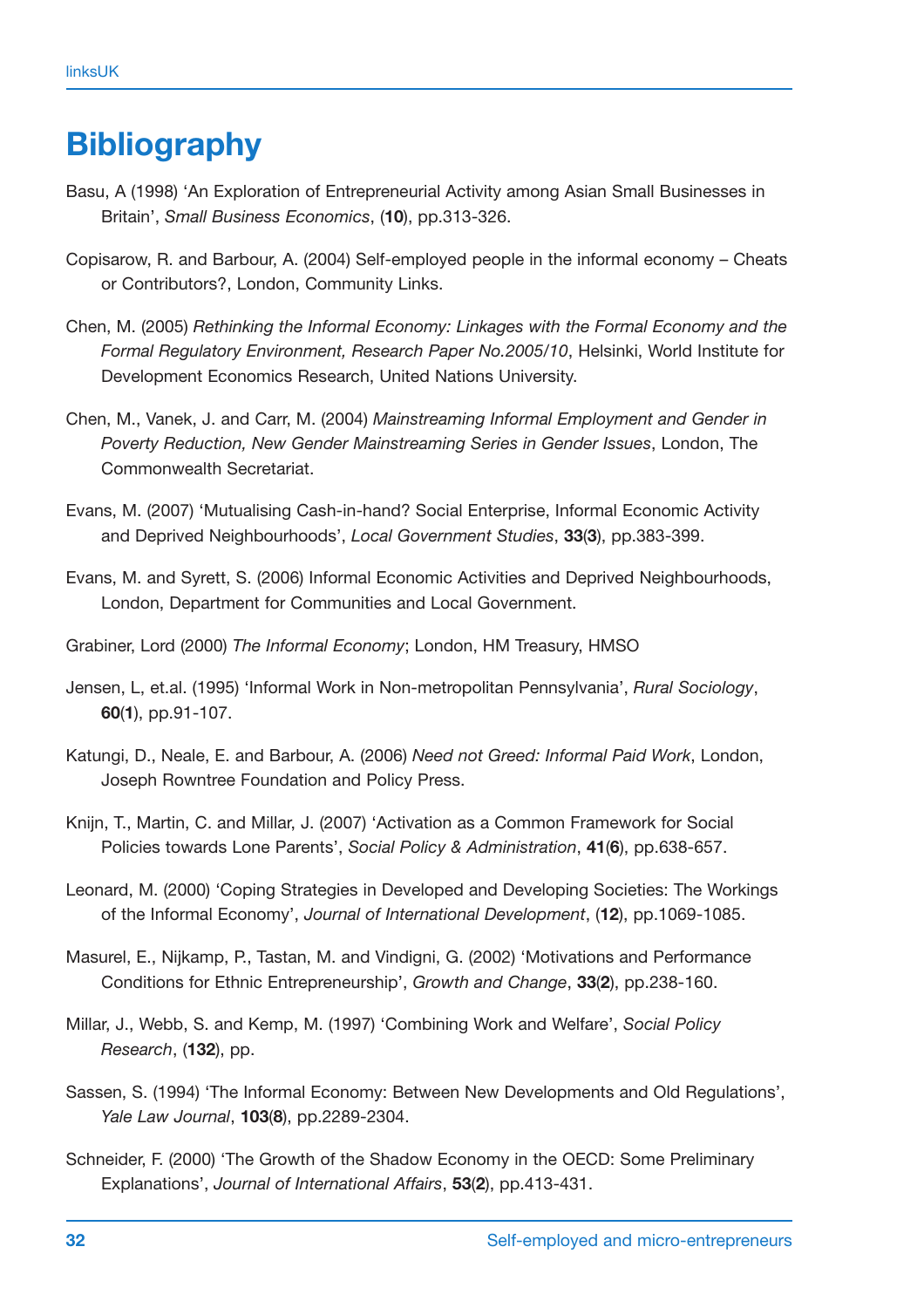# Bibliography

Basu, A (1998) 'An Exploration of Entrepreneurial Activity among Asian Small Businesses in Britain', *Small Business Economics*, (**10**), pp.313-326.

Copisarow, R. and Barbour, A. (2004) Self-employed people in the informal economy – Cheats or Contributors?, London, Community Links.

Chen, M. (2005) *Rethinking the Informal Economy: Linkages with the Formal Economy and the Formal Regulatory Environment, Research Paper No.2005/10*, Helsinki, World Institute for Development Economics Research, United Nations University.

Chen, M., Vanek, J. and Carr, M. (2004) *Mainstreaming Informal Employment and Gender in Poverty Reduction, New Gender Mainstreaming Series in Gender Issues*, London, The Commonwealth Secretariat.

Evans, M. (2007) 'Mutualising Cash-in-hand? Social Enterprise, Informal Economic Activity and Deprived Neighbourhoods', *Local Government Studies*, **33**(**3**), pp.383-399.

Evans, M. and Syrett, S. (2006) Informal Economic Activities and Deprived Neighbourhoods, London, Department for Communities and Local Government.

Grabiner, Lord (2000) *The Informal Economy*; London, HM Treasury, HMSO

Jensen, L, et.al. (1995) 'Informal Work in Non-metropolitan Pennsylvania', *Rural Sociology*, **60**(**1**), pp.91-107.

Katungi, D., Neale, E. and Barbour, A. (2006) *Need not Greed: Informal Paid Work*, London, Joseph Rowntree Foundation and Policy Press.

Knijn, T., Martin, C. and Millar, J. (2007) 'Activation as a Common Framework for Social Policies towards Lone Parents', *Social Policy & Administration*, **41**(**6**), pp.638-657.

Leonard, M. (2000) 'Coping Strategies in Developed and Developing Societies: The Workings of the Informal Economy', *Journal of International Development*, (**12**), pp.1069-1085.

Masurel, E., Nijkamp, P., Tastan, M. and Vindigni, G. (2002) 'Motivations and Performance Conditions for Ethnic Entrepreneurship', *Growth and Change*, **33**(**2**), pp.238-160.

Millar, J., Webb, S. and Kemp, M. (1997) 'Combining Work and Welfare', *Social Policy Research*, (**132**), pp.

Sassen, S. (1994) 'The Informal Economy: Between New Developments and Old Regulations', *Yale Law Journal*, **103**(**8**), pp.2289-2304.

Schneider, F. (2000) 'The Growth of the Shadow Economy in the OECD: Some Preliminary Explanations', *Journal of International Affairs*, **53**(**2**), pp.413-431.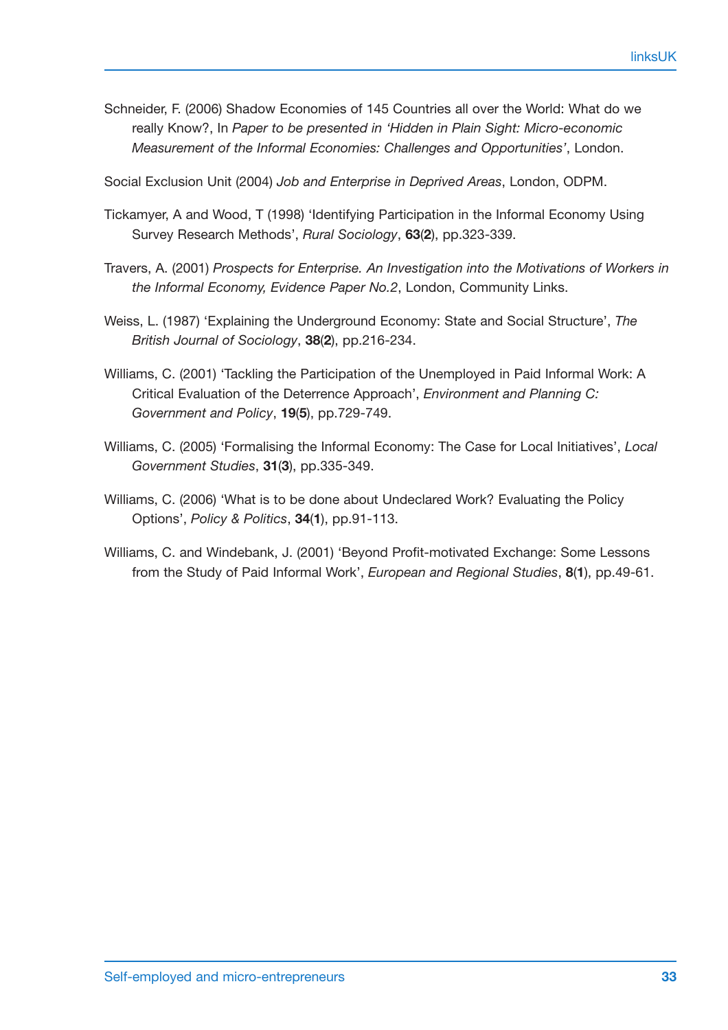Schneider, F. (2006) Shadow Economies of 145 Countries all over the World: What do we really Know?, In *Paper to be presented in 'Hidden in Plain Sight: Micro-economic Measurement of the Informal Economies: Challenges and Opportunities'*, London.

Social Exclusion Unit (2004) *Job and Enterprise in Deprived Areas*, London, ODPM.

Tickamyer, A and Wood, T (1998) 'Identifying Participation in the Informal Economy Using Survey Research Methods', *Rural Sociology*, **63**(**2**), pp.323-339.

Travers, A. (2001) *Prospects for Enterprise. An Investigation into the Motivations of Workers in the Informal Economy, Evidence Paper No.2*, London, Community Links.

Weiss, L. (1987) 'Explaining the Underground Economy: State and Social Structure', *The British Journal of Sociology*, **38**(**2**), pp.216-234.

Williams, C. (2001) 'Tackling the Participation of the Unemployed in Paid Informal Work: A Critical Evaluation of the Deterrence Approach', *Environment and Planning C: Government and Policy*, **19**(**5**), pp.729-749.

Williams, C. (2005) 'Formalising the Informal Economy: The Case for Local Initiatives', *Local Government Studies*, **31**(**3**), pp.335-349.

Williams, C. (2006) 'What is to be done about Undeclared Work? Evaluating the Policy Options', *Policy & Politics*, **34**(**1**), pp.91-113.

Williams, C. and Windebank, J. (2001) 'Beyond Profit-motivated Exchange: Some Lessons from the Study of Paid Informal Work', *European and Regional Studies*, **8**(**1**), pp.49-61.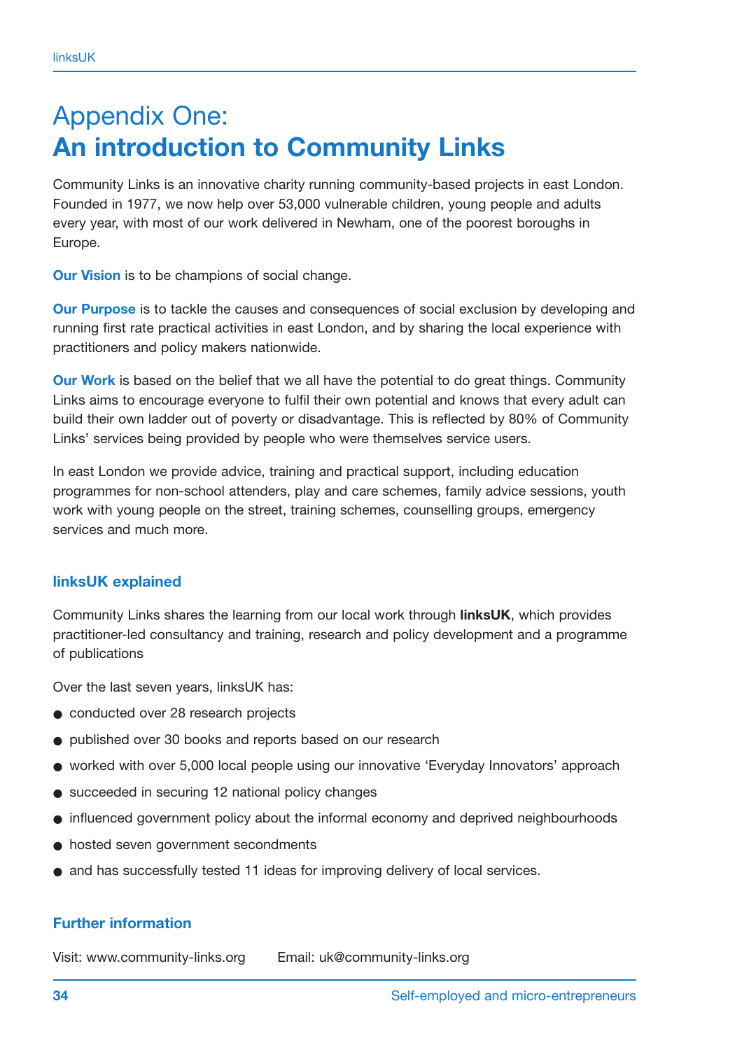# Appendix One: **An introduction to Community Links**

Community Links is an innovative charity running community-based projects in east London. Founded in 1977, we now help over 53,000 vulnerable children, young people and adults every year, with most of our work delivered in Newham, one of the poorest boroughs in Europe.

**Our Vision** is to be champions of social change.

**Our Purpose** is to tackle the causes and consequences of social exclusion by developing and running first rate practical activities in east London, and by sharing the local experience with practitioners and policy makers nationwide.

**Our Work** is based on the belief that we all have the potential to do great things. Community Links aims to encourage everyone to fulfil their own potential and knows that every adult can build their own ladder out of poverty or disadvantage. This is reflected by 80% of Community Links' services being provided by people who were themselves service users.

In east London we provide advice, training and practical support, including education programmes for non-school attenders, play and care schemes, family advice sessions, youth work with young people on the street, training schemes, counselling groups, emergency services and much more.

### linksUK explained

Community Links shares the learning from our local work through **linksUK**, which provides practitioner-led consultancy and training, research and policy development and a programme of publications

Over the last seven years, linksUK has:

- conducted over 28 research projects
- published over 30 books and reports based on our research
- worked with over 5,000 local people using our innovative 'Everyday Innovators' approach
- succeeded in securing 12 national policy changes
- influenced government policy about the informal economy and deprived neighbourhoods
- hosted seven government secondments
- and has successfully tested 11 ideas for improving delivery of local services.

### Further information

Visit: www.community-links.org    Email: uk@community-links.org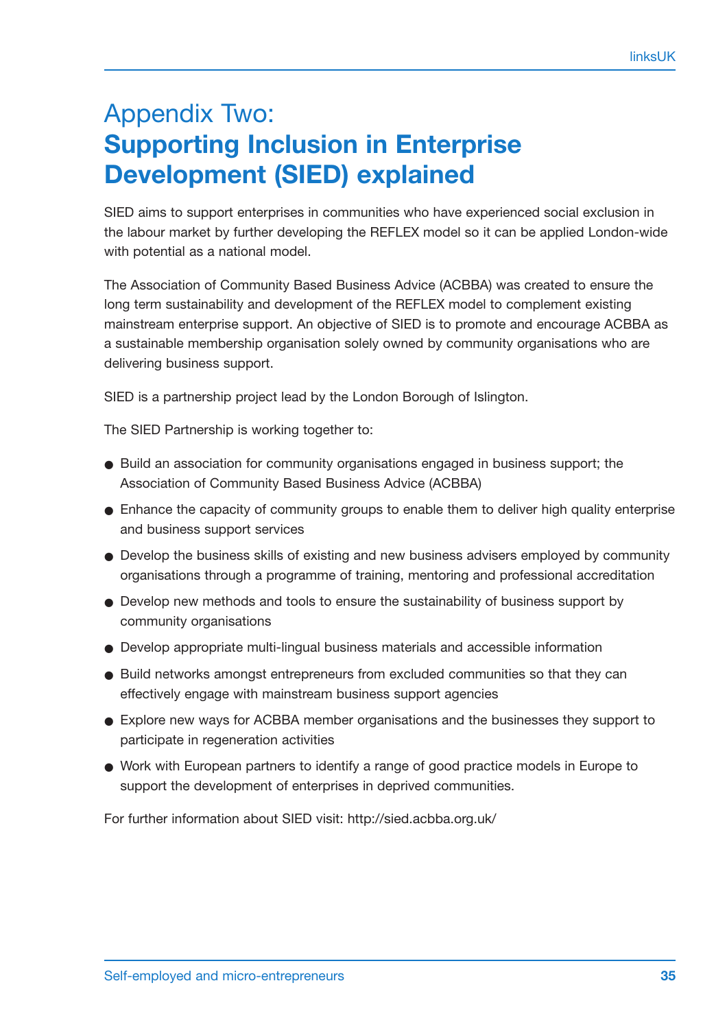# Appendix Two: **Supporting Inclusion in Enterprise Development (SIED) explained**

SIED aims to support enterprises in communities who have experienced social exclusion in the labour market by further developing the REFLEX model so it can be applied London-wide with potential as a national model.

The Association of Community Based Business Advice (ACBBA) was created to ensure the long term sustainability and development of the REFLEX model to complement existing mainstream enterprise support. An objective of SIED is to promote and encourage ACBBA as a sustainable membership organisation solely owned by community organisations who are delivering business support.

SIED is a partnership project lead by the London Borough of Islington.

The SIED Partnership is working together to:

- Build an association for community organisations engaged in business support; the Association of Community Based Business Advice (ACBBA)
- Enhance the capacity of community groups to enable them to deliver high quality enterprise and business support services
- Develop the business skills of existing and new business advisers employed by community organisations through a programme of training, mentoring and professional accreditation
- Develop new methods and tools to ensure the sustainability of business support by community organisations
- Develop appropriate multi-lingual business materials and accessible information
- Build networks amongst entrepreneurs from excluded communities so that they can effectively engage with mainstream business support agencies
- Explore new ways for ACBBA member organisations and the businesses they support to participate in regeneration activities
- Work with European partners to identify a range of good practice models in Europe to support the development of enterprises in deprived communities.

For further information about SIED visit: http://sied.acbba.org.uk/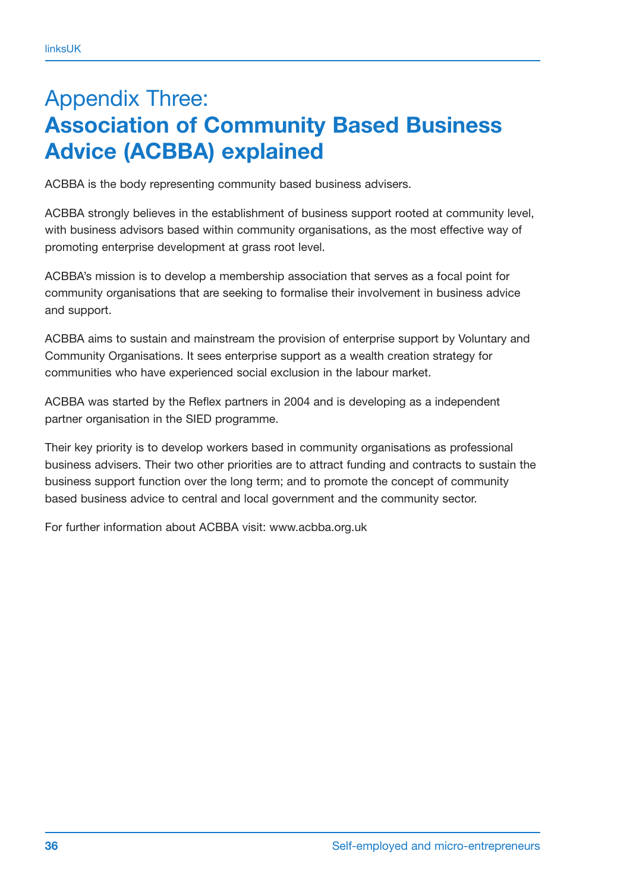# Appendix Three: **Association of Community Based Business Advice (ACBBA) explained**

ACBBA is the body representing community based business advisers.

ACBBA strongly believes in the establishment of business support rooted at community level, with business advisors based within community organisations, as the most effective way of promoting enterprise development at grass root level.

ACBBA's mission is to develop a membership association that serves as a focal point for community organisations that are seeking to formalise their involvement in business advice and support.

ACBBA aims to sustain and mainstream the provision of enterprise support by Voluntary and Community Organisations. It sees enterprise support as a wealth creation strategy for communities who have experienced social exclusion in the labour market.

ACBBA was started by the Reflex partners in 2004 and is developing as a independent partner organisation in the SIED programme.

Their key priority is to develop workers based in community organisations as professional business advisers. Their two other priorities are to attract funding and contracts to sustain the business support function over the long term; and to promote the concept of community based business advice to central and local government and the community sector.

For further information about ACBBA visit: www.acbba.org.uk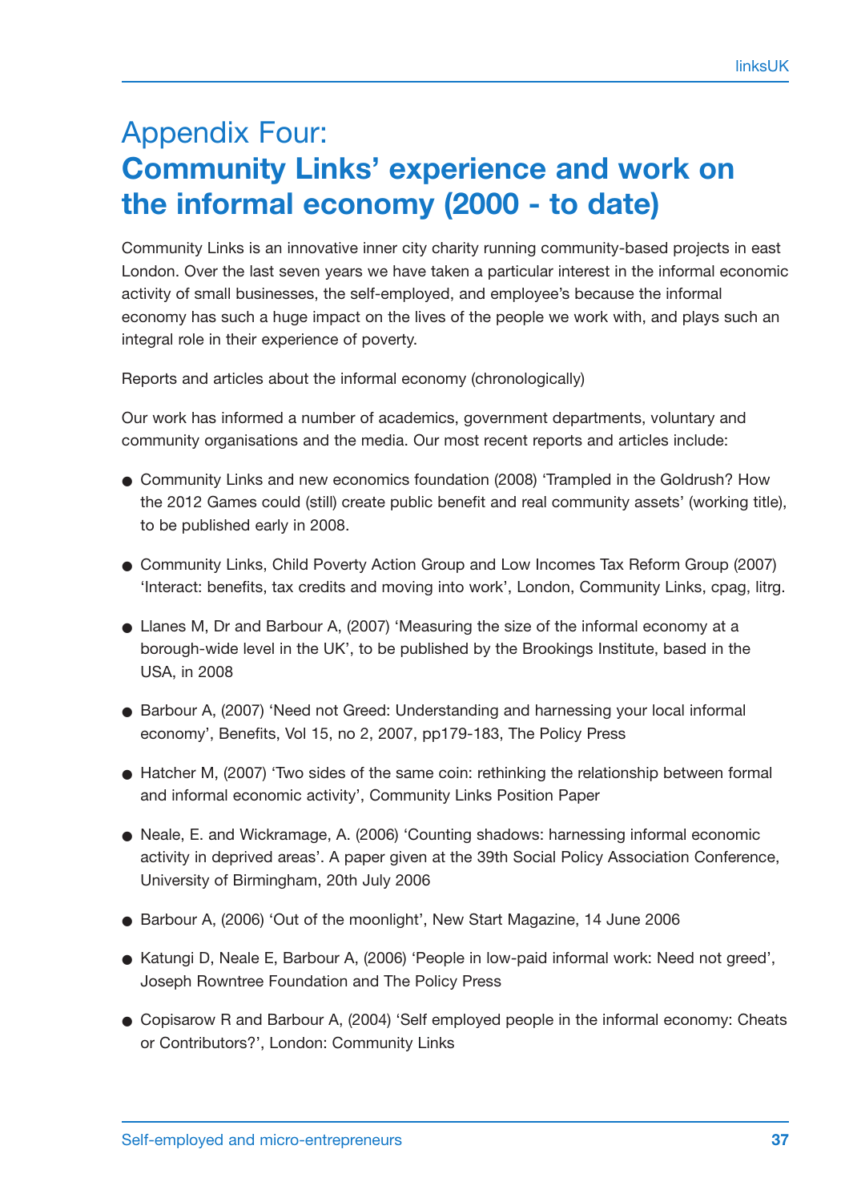# Appendix Four: **Community Links' experience and work on the informal economy (2000 - to date)**

Community Links is an innovative inner city charity running community-based projects in east London. Over the last seven years we have taken a particular interest in the informal economic activity of small businesses, the self-employed, and employee's because the informal economy has such a huge impact on the lives of the people we work with, and plays such an integral role in their experience of poverty.

Reports and articles about the informal economy (chronologically)

Our work has informed a number of academics, government departments, voluntary and community organisations and the media. Our most recent reports and articles include:

- Community Links and new economics foundation (2008) 'Trampled in the Goldrush? How the 2012 Games could (still) create public benefit and real community assets' (working title), to be published early in 2008.
- Community Links, Child Poverty Action Group and Low Incomes Tax Reform Group (2007) 'Interact: benefits, tax credits and moving into work', London, Community Links, cpag, litrg.
- Llanes M, Dr and Barbour A, (2007) 'Measuring the size of the informal economy at a borough-wide level in the UK', to be published by the Brookings Institute, based in the USA, in 2008
- Barbour A, (2007) 'Need not Greed: Understanding and harnessing your local informal economy', Benefits, Vol 15, no 2, 2007, pp179-183, The Policy Press
- Hatcher M, (2007) 'Two sides of the same coin: rethinking the relationship between formal and informal economic activity', Community Links Position Paper
- Neale, E. and Wickramage, A. (2006) 'Counting shadows: harnessing informal economic activity in deprived areas'. A paper given at the 39th Social Policy Association Conference, University of Birmingham, 20th July 2006
- Barbour A, (2006) 'Out of the moonlight', New Start Magazine, 14 June 2006
- Katungi D, Neale E, Barbour A, (2006) 'People in low-paid informal work: Need not greed', Joseph Rowntree Foundation and The Policy Press
- Copisarow R and Barbour A, (2004) 'Self employed people in the informal economy: Cheats or Contributors?', London: Community Links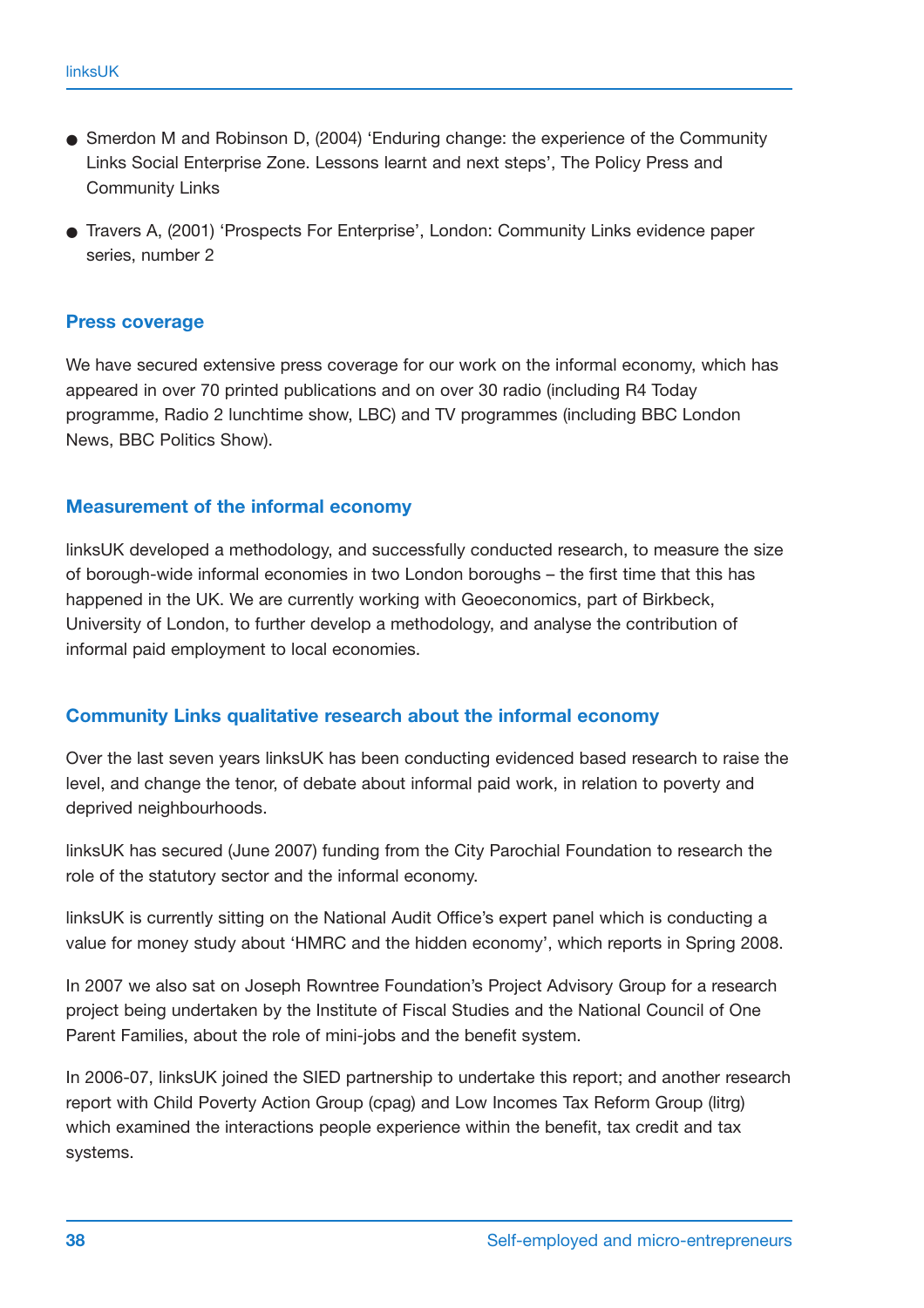- Smerdon M and Robinson D, (2004) 'Enduring change: the experience of the Community Links Social Enterprise Zone. Lessons learnt and next steps', The Policy Press and Community Links
- Travers A, (2001) 'Prospects For Enterprise', London: Community Links evidence paper series, number 2

### Press coverage

We have secured extensive press coverage for our work on the informal economy, which has appeared in over 70 printed publications and on over 30 radio (including R4 Today programme, Radio 2 lunchtime show, LBC) and TV programmes (including BBC London News, BBC Politics Show).

### Measurement of the informal economy

linksUK developed a methodology, and successfully conducted research, to measure the size of borough-wide informal economies in two London boroughs – the first time that this has happened in the UK. We are currently working with Geoeconomics, part of Birkbeck, University of London, to further develop a methodology, and analyse the contribution of informal paid employment to local economies.

### Community Links qualitative research about the informal economy

Over the last seven years linksUK has been conducting evidenced based research to raise the level, and change the tenor, of debate about informal paid work, in relation to poverty and deprived neighbourhoods.

linksUK has secured (June 2007) funding from the City Parochial Foundation to research the role of the statutory sector and the informal economy.

linksUK is currently sitting on the National Audit Office's expert panel which is conducting a value for money study about 'HMRC and the hidden economy', which reports in Spring 2008.

In 2007 we also sat on Joseph Rowntree Foundation's Project Advisory Group for a research project being undertaken by the Institute of Fiscal Studies and the National Council of One Parent Families, about the role of mini-jobs and the benefit system.

In 2006-07, linksUK joined the SIED partnership to undertake this report; and another research report with Child Poverty Action Group (cpag) and Low Incomes Tax Reform Group (litrg) which examined the interactions people experience within the benefit, tax credit and tax systems.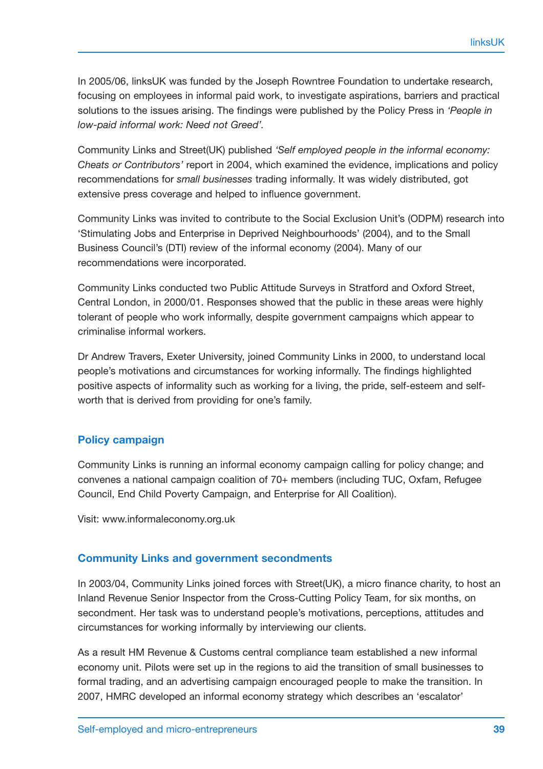In 2005/06, linksUK was funded by the Joseph Rowntree Foundation to undertake research, focusing on employees in informal paid work, to investigate aspirations, barriers and practical solutions to the issues arising. The findings were published by the Policy Press in *'People in low-paid informal work: Need not Greed'.*

Community Links and Street(UK) published *'Self employed people in the informal economy: Cheats or Contributors'* report in 2004, which examined the evidence, implications and policy recommendations for *small businesses* trading informally. It was widely distributed, got extensive press coverage and helped to influence government.

Community Links was invited to contribute to the Social Exclusion Unit's (ODPM) research into 'Stimulating Jobs and Enterprise in Deprived Neighbourhoods' (2004), and to the Small Business Council's (DTI) review of the informal economy (2004). Many of our recommendations were incorporated.

Community Links conducted two Public Attitude Surveys in Stratford and Oxford Street, Central London, in 2000/01. Responses showed that the public in these areas were highly tolerant of people who work informally, despite government campaigns which appear to criminalise informal workers.

Dr Andrew Travers, Exeter University, joined Community Links in 2000, to understand local people's motivations and circumstances for working informally. The findings highlighted positive aspects of informality such as working for a living, the pride, self-esteem and self-worth that is derived from providing for one's family.

### Policy campaign

Community Links is running an informal economy campaign calling for policy change; and convenes a national campaign coalition of 70+ members (including TUC, Oxfam, Refugee Council, End Child Poverty Campaign, and Enterprise for All Coalition).

Visit: www.informaleconomy.org.uk

### Community Links and government secondments

In 2003/04, Community Links joined forces with Street(UK), a micro finance charity, to host an Inland Revenue Senior Inspector from the Cross-Cutting Policy Team, for six months, on secondment. Her task was to understand people's motivations, perceptions, attitudes and circumstances for working informally by interviewing our clients.

As a result HM Revenue & Customs central compliance team established a new informal economy unit. Pilots were set up in the regions to aid the transition of small businesses to formal trading, and an advertising campaign encouraged people to make the transition. In 2007, HMRC developed an informal economy strategy which describes an 'escalator'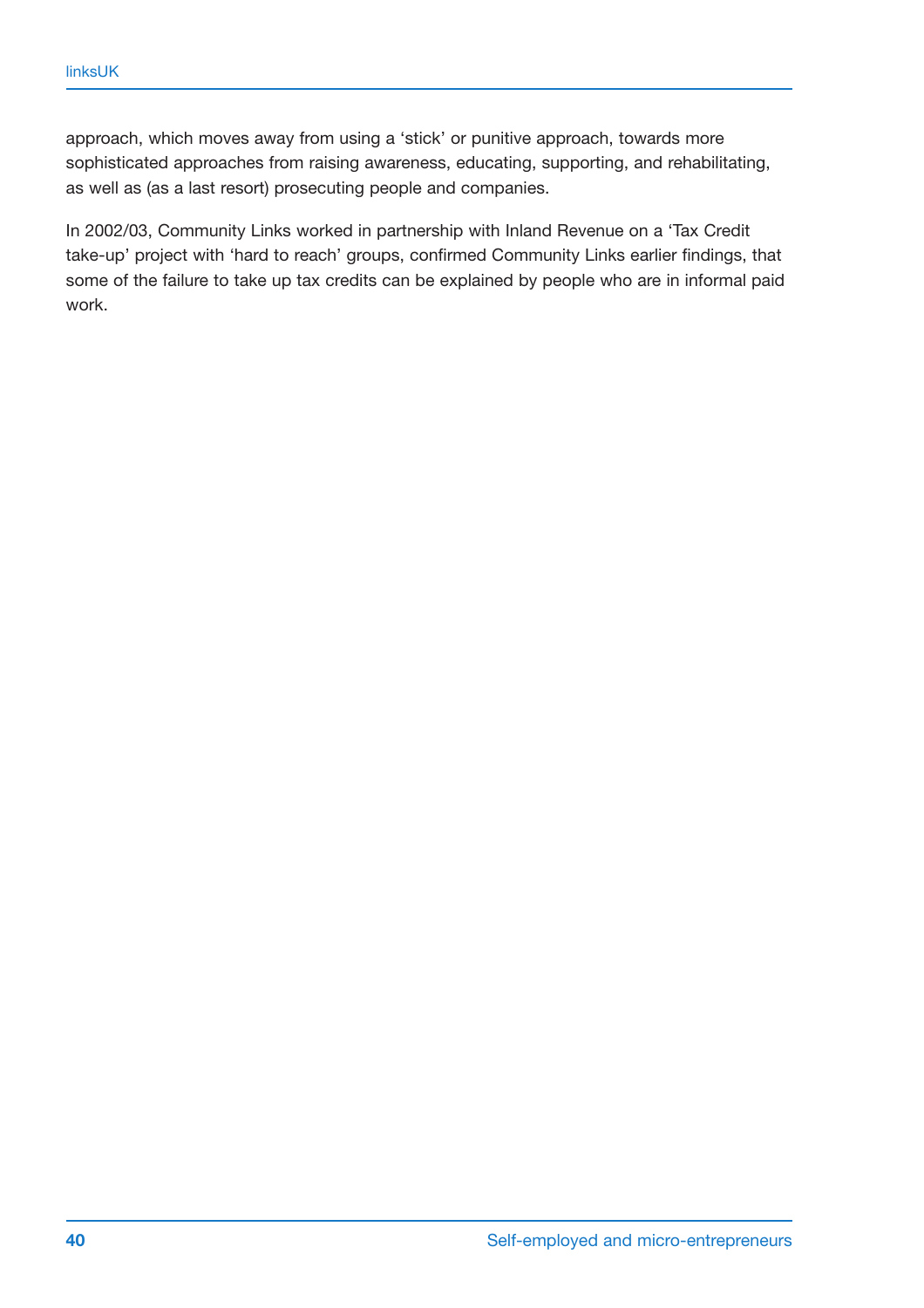approach, which moves away from using a 'stick' or punitive approach, towards more sophisticated approaches from raising awareness, educating, supporting, and rehabilitating, as well as (as a last resort) prosecuting people and companies.

In 2002/03, Community Links worked in partnership with Inland Revenue on a 'Tax Credit take-up' project with 'hard to reach' groups, confirmed Community Links earlier findings, that some of the failure to take up tax credits can be explained by people who are in informal paid work.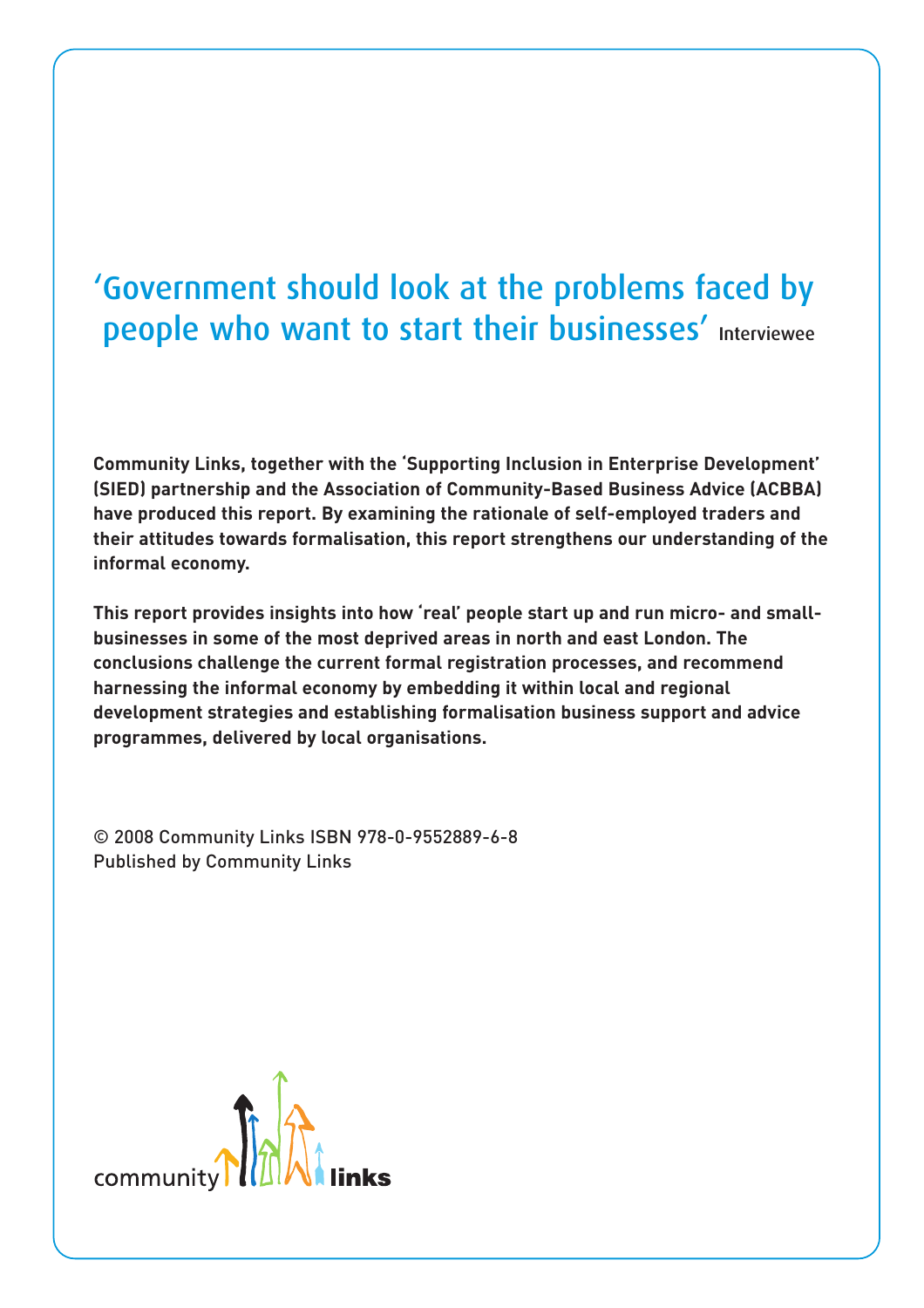'Government should look at the problems faced by people who want to start their businesses' Interviewee

**Community Links, together with the 'Supporting Inclusion in Enterprise Development' (SIED) partnership and the Association of Community-Based Business Advice (ACBBA) have produced this report. By examining the rationale of self-employed traders and their attitudes towards formalisation, this report strengthens our understanding of the informal economy.**

**This report provides insights into how 'real' people start up and run micro- and small-businesses in some of the most deprived areas in north and east London. The conclusions challenge the current formal registration processes, and recommend harnessing the informal economy by embedding it within local and regional development strategies and establishing formalisation business support and advice programmes, delivered by local organisations.**

© 2008 Community Links ISBN 978-0-9552889-6-8
Published by Community Links

community links